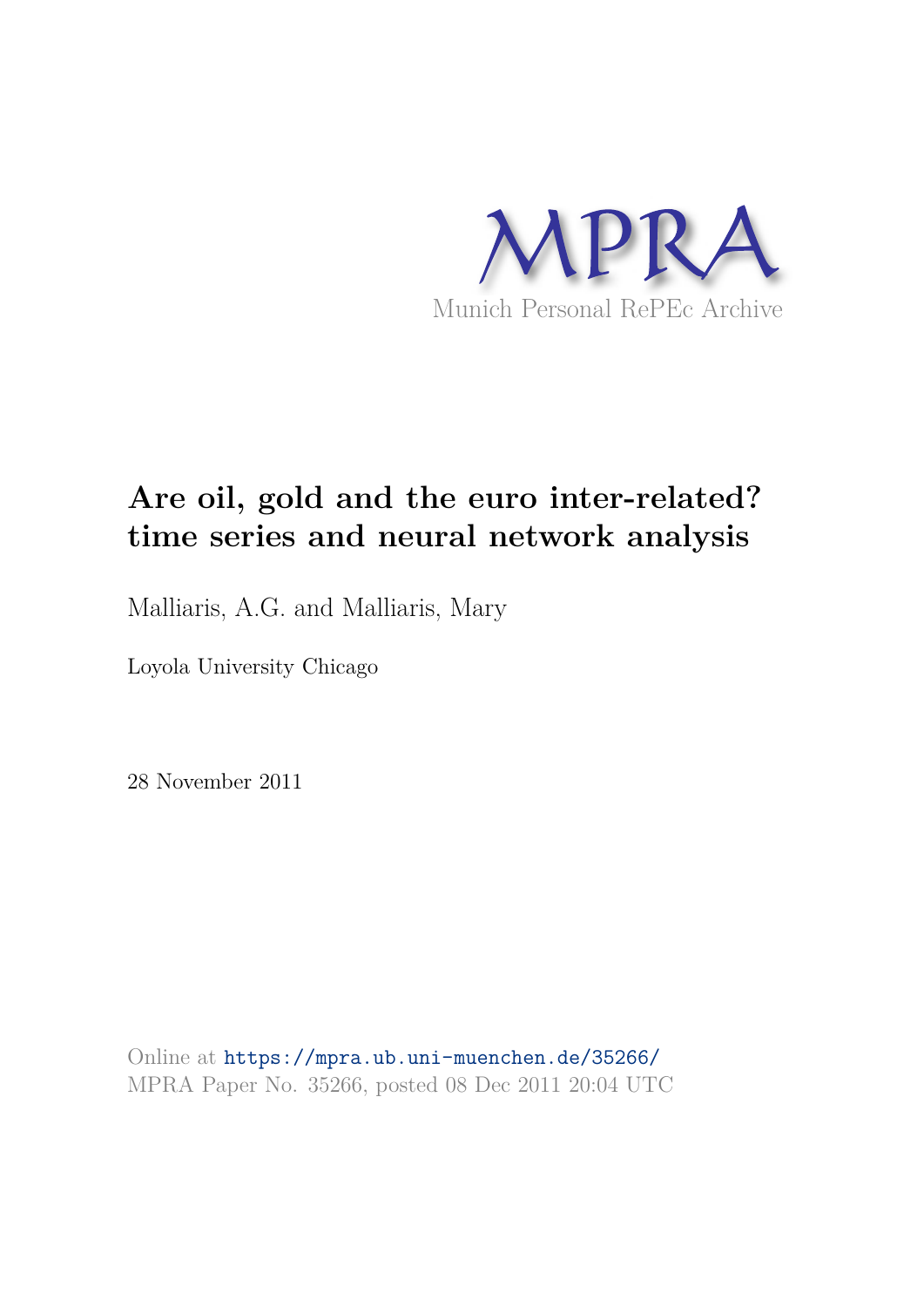MPRA

Munich Personal RePEc Archive

# Are oil, gold and the euro inter-related? time series and neural network analysis

Malliaris, A.G. and Malliaris, Mary

Loyola University Chicago

28 November 2011

Online at https://mpra.ub.uni-muenchen.de/35266/
MPRA Paper No. 35266, posted 08 Dec 2011 20:04 UTC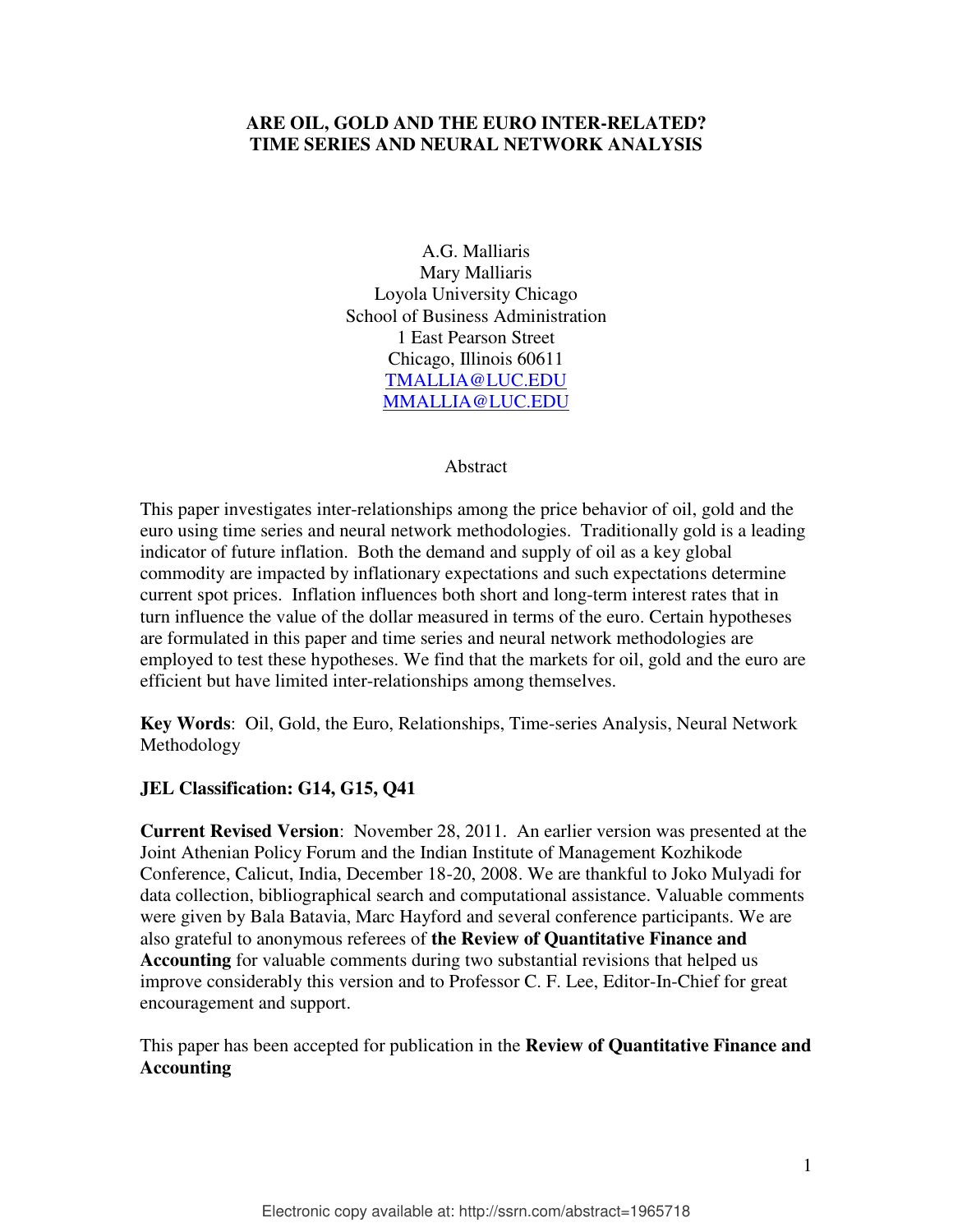# ARE OIL, GOLD AND THE EURO INTER-RELATED? TIME SERIES AND NEURAL NETWORK ANALYSIS

A.G. Malliaris
Mary Malliaris
Loyola University Chicago
School of Business Administration
1 East Pearson Street
Chicago, Illinois 60611
TMALLIA@LUC.EDU
MMALLIA@LUC.EDU

## Abstract

This paper investigates inter-relationships among the price behavior of oil, gold and the euro using time series and neural network methodologies. Traditionally gold is a leading indicator of future inflation. Both the demand and supply of oil as a key global commodity are impacted by inflationary expectations and such expectations determine current spot prices. Inflation influences both short and long-term interest rates that in turn influence the value of the dollar measured in terms of the euro. Certain hypotheses are formulated in this paper and time series and neural network methodologies are employed to test these hypotheses. We find that the markets for oil, gold and the euro are efficient but have limited inter-relationships among themselves.

**Key Words**: Oil, Gold, the Euro, Relationships, Time-series Analysis, Neural Network Methodology

**JEL Classification: G14, G15, Q41**

**Current Revised Version**: November 28, 2011. An earlier version was presented at the Joint Athenian Policy Forum and the Indian Institute of Management Kozhikode Conference, Calicut, India, December 18-20, 2008. We are thankful to Joko Mulyadi for data collection, bibliographical search and computational assistance. Valuable comments were given by Bala Batavia, Marc Hayford and several conference participants. We are also grateful to anonymous referees of **the Review of Quantitative Finance and Accounting** for valuable comments during two substantial revisions that helped us improve considerably this version and to Professor C. F. Lee, Editor-In-Chief for great encouragement and support.

This paper has been accepted for publication in the **Review of Quantitative Finance and Accounting**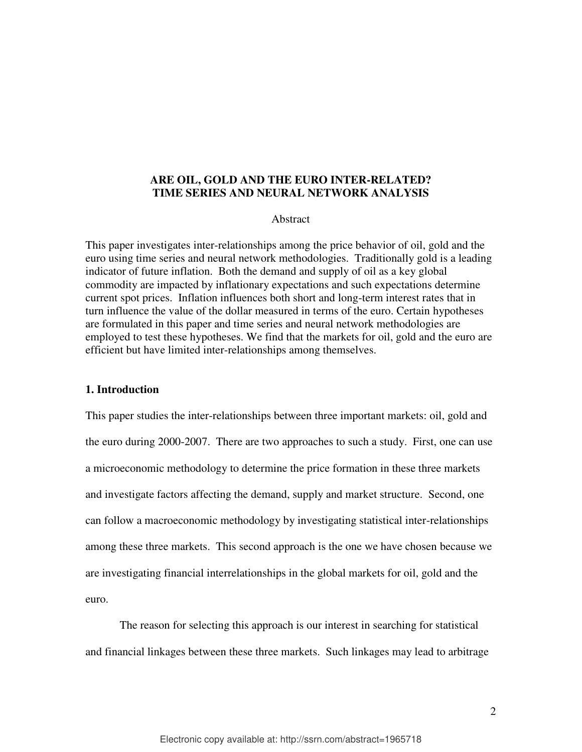**ARE OIL, GOLD AND THE EURO INTER-RELATED?**
**TIME SERIES AND NEURAL NETWORK ANALYSIS**

Abstract

This paper investigates inter-relationships among the price behavior of oil, gold and the euro using time series and neural network methodologies. Traditionally gold is a leading indicator of future inflation. Both the demand and supply of oil as a key global commodity are impacted by inflationary expectations and such expectations determine current spot prices. Inflation influences both short and long-term interest rates that in turn influence the value of the dollar measured in terms of the euro. Certain hypotheses are formulated in this paper and time series and neural network methodologies are employed to test these hypotheses. We find that the markets for oil, gold and the euro are efficient but have limited inter-relationships among themselves.

## 1. Introduction

This paper studies the inter-relationships between three important markets: oil, gold and the euro during 2000-2007. There are two approaches to such a study. First, one can use a microeconomic methodology to determine the price formation in these three markets and investigate factors affecting the demand, supply and market structure. Second, one can follow a macroeconomic methodology by investigating statistical inter-relationships among these three markets. This second approach is the one we have chosen because we are investigating financial interrelationships in the global markets for oil, gold and the euro.

The reason for selecting this approach is our interest in searching for statistical and financial linkages between these three markets. Such linkages may lead to arbitrage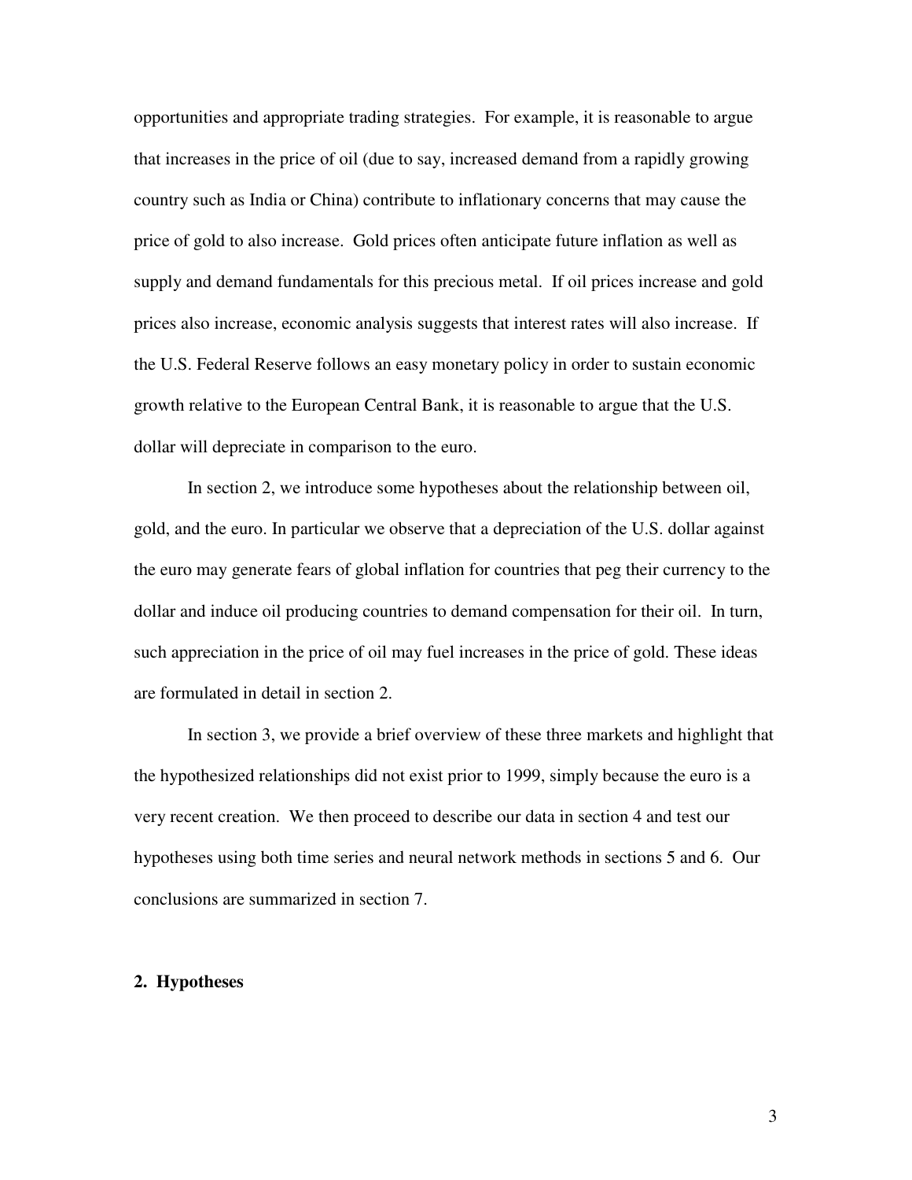opportunities and appropriate trading strategies. For example, it is reasonable to argue that increases in the price of oil (due to say, increased demand from a rapidly growing country such as India or China) contribute to inflationary concerns that may cause the price of gold to also increase. Gold prices often anticipate future inflation as well as supply and demand fundamentals for this precious metal. If oil prices increase and gold prices also increase, economic analysis suggests that interest rates will also increase. If the U.S. Federal Reserve follows an easy monetary policy in order to sustain economic growth relative to the European Central Bank, it is reasonable to argue that the U.S. dollar will depreciate in comparison to the euro.

In section 2, we introduce some hypotheses about the relationship between oil, gold, and the euro. In particular we observe that a depreciation of the U.S. dollar against the euro may generate fears of global inflation for countries that peg their currency to the dollar and induce oil producing countries to demand compensation for their oil. In turn, such appreciation in the price of oil may fuel increases in the price of gold. These ideas are formulated in detail in section 2.

In section 3, we provide a brief overview of these three markets and highlight that the hypothesized relationships did not exist prior to 1999, simply because the euro is a very recent creation. We then proceed to describe our data in section 4 and test our hypotheses using both time series and neural network methods in sections 5 and 6. Our conclusions are summarized in section 7.

## 2. Hypotheses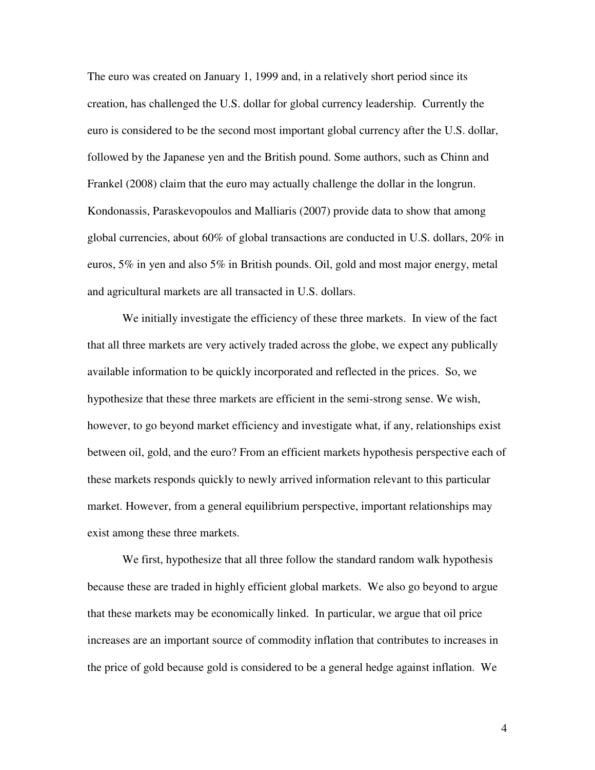The euro was created on January 1, 1999 and, in a relatively short period since its creation, has challenged the U.S. dollar for global currency leadership. Currently the euro is considered to be the second most important global currency after the U.S. dollar, followed by the Japanese yen and the British pound. Some authors, such as Chinn and Frankel (2008) claim that the euro may actually challenge the dollar in the longrun. Kondonassis, Paraskevopoulos and Malliaris (2007) provide data to show that among global currencies, about 60% of global transactions are conducted in U.S. dollars, 20% in euros, 5% in yen and also 5% in British pounds. Oil, gold and most major energy, metal and agricultural markets are all transacted in U.S. dollars.

We initially investigate the efficiency of these three markets. In view of the fact that all three markets are very actively traded across the globe, we expect any publically available information to be quickly incorporated and reflected in the prices. So, we hypothesize that these three markets are efficient in the semi-strong sense. We wish, however, to go beyond market efficiency and investigate what, if any, relationships exist between oil, gold, and the euro? From an efficient markets hypothesis perspective each of these markets responds quickly to newly arrived information relevant to this particular market. However, from a general equilibrium perspective, important relationships may exist among these three markets.

We first, hypothesize that all three follow the standard random walk hypothesis because these are traded in highly efficient global markets. We also go beyond to argue that these markets may be economically linked. In particular, we argue that oil price increases are an important source of commodity inflation that contributes to increases in the price of gold because gold is considered to be a general hedge against inflation. We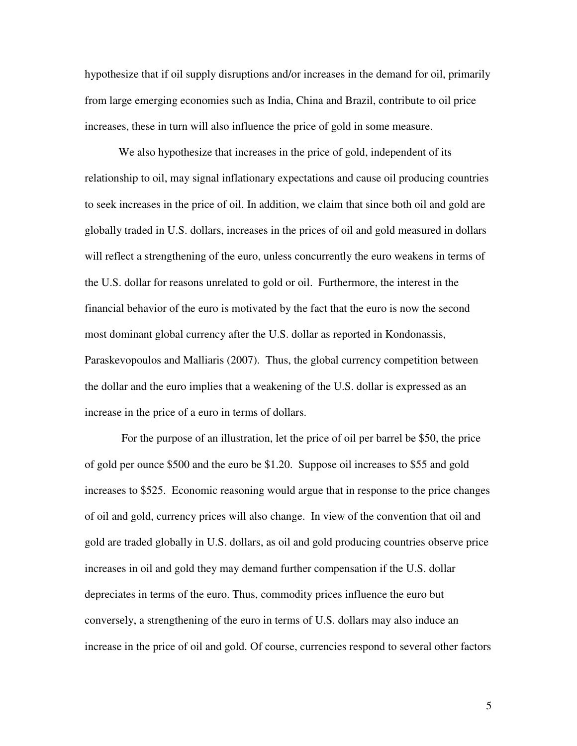hypothesize that if oil supply disruptions and/or increases in the demand for oil, primarily from large emerging economies such as India, China and Brazil, contribute to oil price increases, these in turn will also influence the price of gold in some measure.

We also hypothesize that increases in the price of gold, independent of its relationship to oil, may signal inflationary expectations and cause oil producing countries to seek increases in the price of oil. In addition, we claim that since both oil and gold are globally traded in U.S. dollars, increases in the prices of oil and gold measured in dollars will reflect a strengthening of the euro, unless concurrently the euro weakens in terms of the U.S. dollar for reasons unrelated to gold or oil. Furthermore, the interest in the financial behavior of the euro is motivated by the fact that the euro is now the second most dominant global currency after the U.S. dollar as reported in Kondonassis, Paraskevopoulos and Malliaris (2007). Thus, the global currency competition between the dollar and the euro implies that a weakening of the U.S. dollar is expressed as an increase in the price of a euro in terms of dollars.

For the purpose of an illustration, let the price of oil per barrel be $50, the price of gold per ounce $500 and the euro be $1.20. Suppose oil increases to $55 and gold increases to $525. Economic reasoning would argue that in response to the price changes of oil and gold, currency prices will also change. In view of the convention that oil and gold are traded globally in U.S. dollars, as oil and gold producing countries observe price increases in oil and gold they may demand further compensation if the U.S. dollar depreciates in terms of the euro. Thus, commodity prices influence the euro but conversely, a strengthening of the euro in terms of U.S. dollars may also induce an increase in the price of oil and gold. Of course, currencies respond to several other factors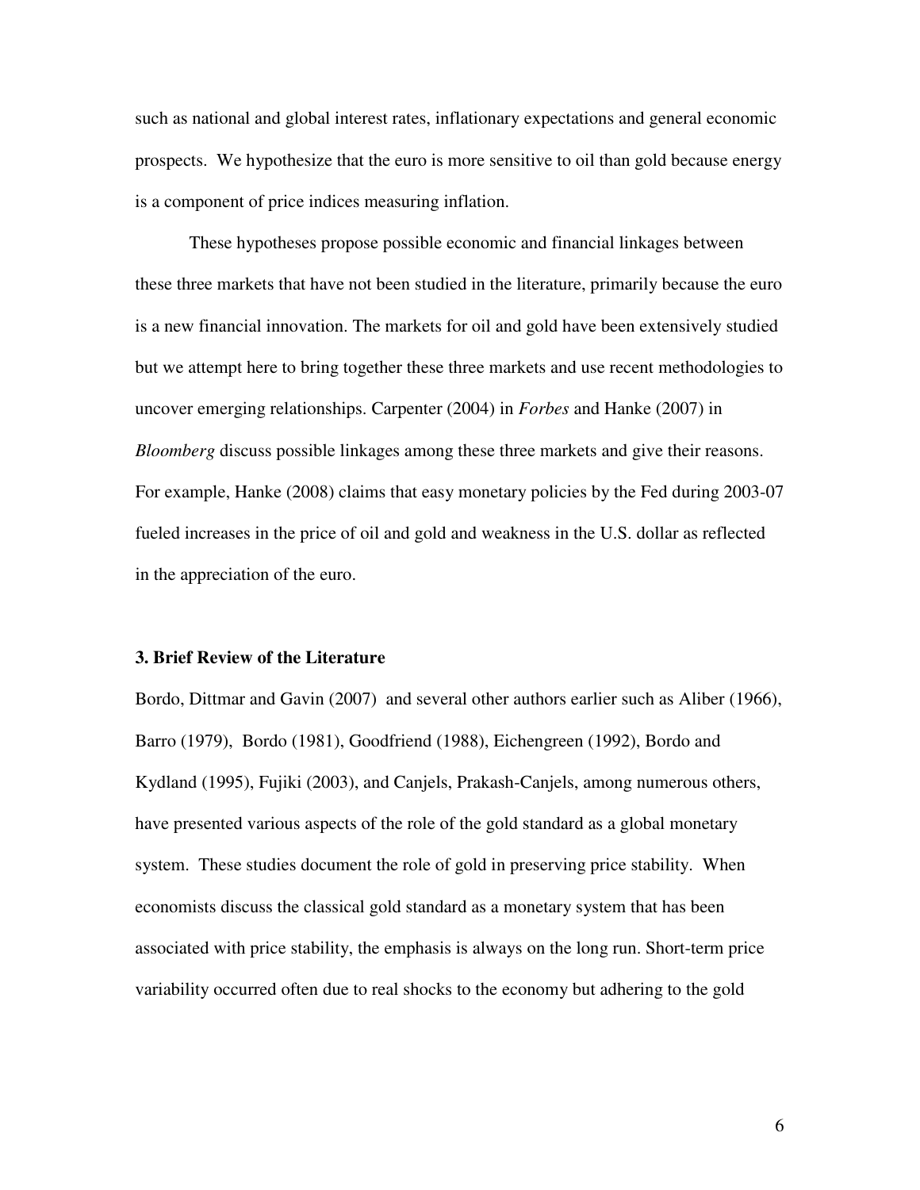such as national and global interest rates, inflationary expectations and general economic prospects. We hypothesize that the euro is more sensitive to oil than gold because energy is a component of price indices measuring inflation.

These hypotheses propose possible economic and financial linkages between these three markets that have not been studied in the literature, primarily because the euro is a new financial innovation. The markets for oil and gold have been extensively studied but we attempt here to bring together these three markets and use recent methodologies to uncover emerging relationships. Carpenter (2004) in *Forbes* and Hanke (2007) in *Bloomberg* discuss possible linkages among these three markets and give their reasons. For example, Hanke (2008) claims that easy monetary policies by the Fed during 2003-07 fueled increases in the price of oil and gold and weakness in the U.S. dollar as reflected in the appreciation of the euro.

## 3. Brief Review of the Literature

Bordo, Dittmar and Gavin (2007) and several other authors earlier such as Aliber (1966), Barro (1979), Bordo (1981), Goodfriend (1988), Eichengreen (1992), Bordo and Kydland (1995), Fujiki (2003), and Canjels, Prakash-Canjels, among numerous others, have presented various aspects of the role of the gold standard as a global monetary system. These studies document the role of gold in preserving price stability. When economists discuss the classical gold standard as a monetary system that has been associated with price stability, the emphasis is always on the long run. Short-term price variability occurred often due to real shocks to the economy but adhering to the gold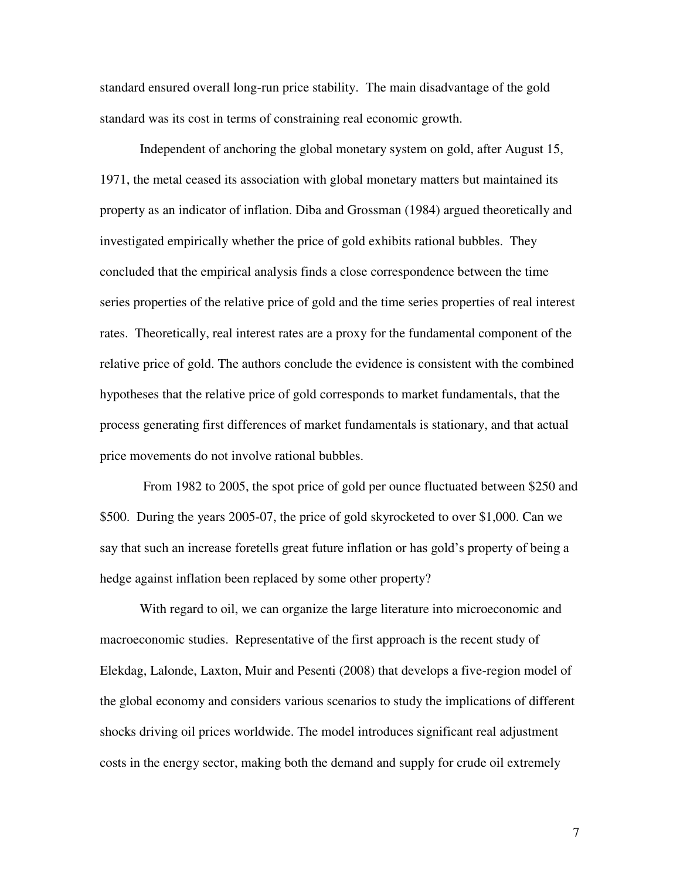standard ensured overall long-run price stability. The main disadvantage of the gold standard was its cost in terms of constraining real economic growth.

Independent of anchoring the global monetary system on gold, after August 15, 1971, the metal ceased its association with global monetary matters but maintained its property as an indicator of inflation. Diba and Grossman (1984) argued theoretically and investigated empirically whether the price of gold exhibits rational bubbles. They concluded that the empirical analysis finds a close correspondence between the time series properties of the relative price of gold and the time series properties of real interest rates. Theoretically, real interest rates are a proxy for the fundamental component of the relative price of gold. The authors conclude the evidence is consistent with the combined hypotheses that the relative price of gold corresponds to market fundamentals, that the process generating first differences of market fundamentals is stationary, and that actual price movements do not involve rational bubbles.

From 1982 to 2005, the spot price of gold per ounce fluctuated between $250 and $500. During the years 2005-07, the price of gold skyrocketed to over $1,000. Can we say that such an increase foretells great future inflation or has gold's property of being a hedge against inflation been replaced by some other property?

With regard to oil, we can organize the large literature into microeconomic and macroeconomic studies. Representative of the first approach is the recent study of Elekdag, Lalonde, Laxton, Muir and Pesenti (2008) that develops a five-region model of the global economy and considers various scenarios to study the implications of different shocks driving oil prices worldwide. The model introduces significant real adjustment costs in the energy sector, making both the demand and supply for crude oil extremely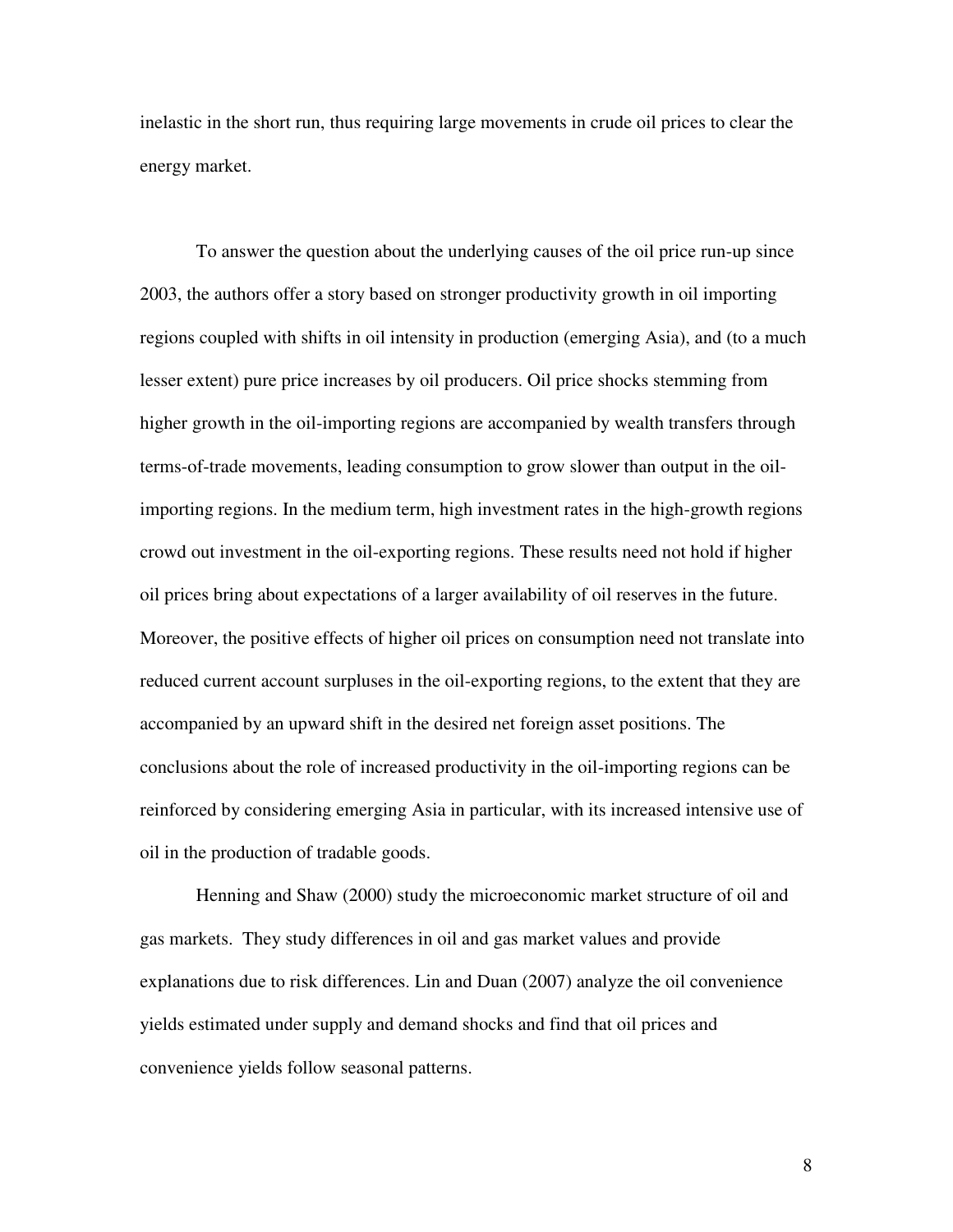inelastic in the short run, thus requiring large movements in crude oil prices to clear the energy market.

To answer the question about the underlying causes of the oil price run-up since 2003, the authors offer a story based on stronger productivity growth in oil importing regions coupled with shifts in oil intensity in production (emerging Asia), and (to a much lesser extent) pure price increases by oil producers. Oil price shocks stemming from higher growth in the oil-importing regions are accompanied by wealth transfers through terms-of-trade movements, leading consumption to grow slower than output in the oil-importing regions. In the medium term, high investment rates in the high-growth regions crowd out investment in the oil-exporting regions. These results need not hold if higher oil prices bring about expectations of a larger availability of oil reserves in the future. Moreover, the positive effects of higher oil prices on consumption need not translate into reduced current account surpluses in the oil-exporting regions, to the extent that they are accompanied by an upward shift in the desired net foreign asset positions. The conclusions about the role of increased productivity in the oil-importing regions can be reinforced by considering emerging Asia in particular, with its increased intensive use of oil in the production of tradable goods.

Henning and Shaw (2000) study the microeconomic market structure of oil and gas markets. They study differences in oil and gas market values and provide explanations due to risk differences. Lin and Duan (2007) analyze the oil convenience yields estimated under supply and demand shocks and find that oil prices and convenience yields follow seasonal patterns.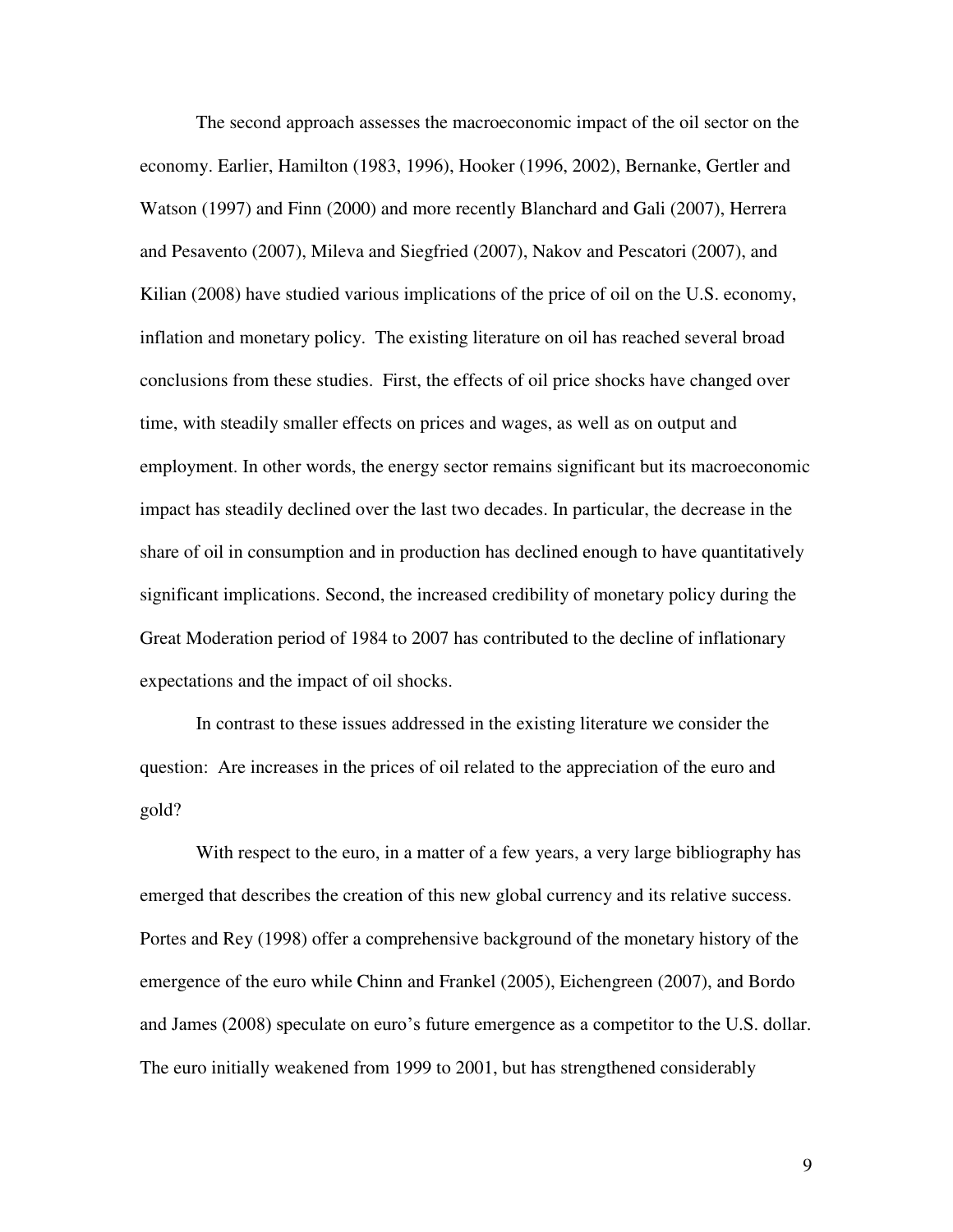The second approach assesses the macroeconomic impact of the oil sector on the economy. Earlier, Hamilton (1983, 1996), Hooker (1996, 2002), Bernanke, Gertler and Watson (1997) and Finn (2000) and more recently Blanchard and Gali (2007), Herrera and Pesavento (2007), Mileva and Siegfried (2007), Nakov and Pescatori (2007), and Kilian (2008) have studied various implications of the price of oil on the U.S. economy, inflation and monetary policy. The existing literature on oil has reached several broad conclusions from these studies. First, the effects of oil price shocks have changed over time, with steadily smaller effects on prices and wages, as well as on output and employment. In other words, the energy sector remains significant but its macroeconomic impact has steadily declined over the last two decades. In particular, the decrease in the share of oil in consumption and in production has declined enough to have quantitatively significant implications. Second, the increased credibility of monetary policy during the Great Moderation period of 1984 to 2007 has contributed to the decline of inflationary expectations and the impact of oil shocks.

In contrast to these issues addressed in the existing literature we consider the question: Are increases in the prices of oil related to the appreciation of the euro and gold?

With respect to the euro, in a matter of a few years, a very large bibliography has emerged that describes the creation of this new global currency and its relative success. Portes and Rey (1998) offer a comprehensive background of the monetary history of the emergence of the euro while Chinn and Frankel (2005), Eichengreen (2007), and Bordo and James (2008) speculate on euro's future emergence as a competitor to the U.S. dollar. The euro initially weakened from 1999 to 2001, but has strengthened considerably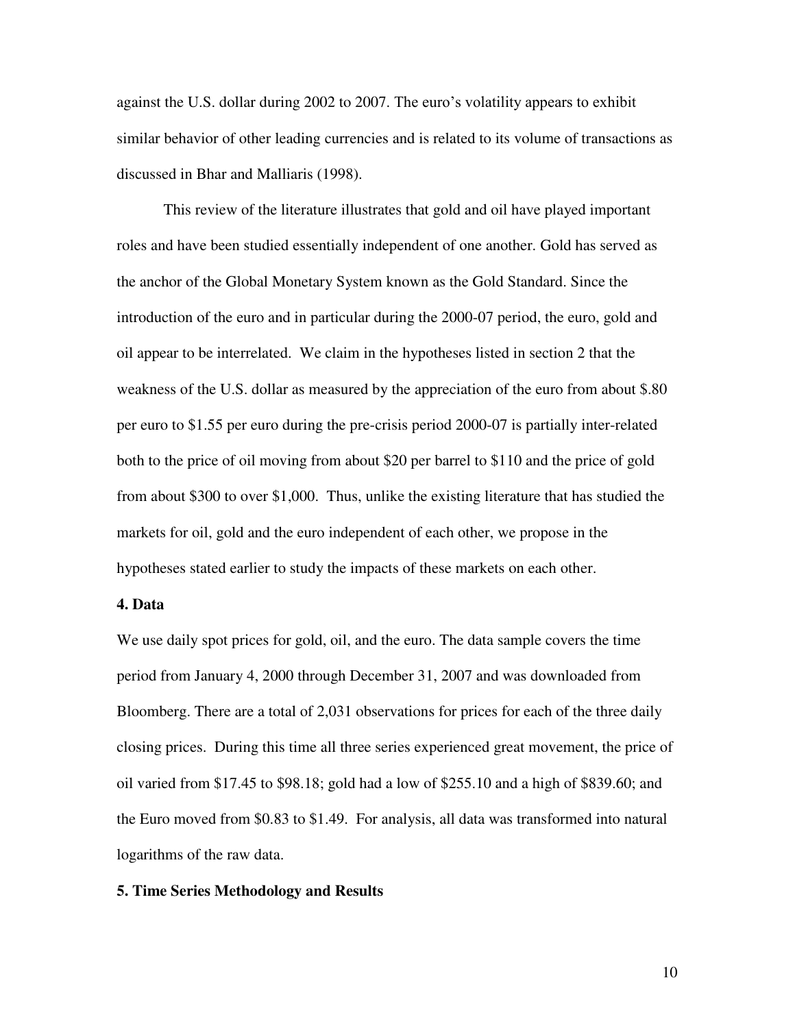against the U.S. dollar during 2002 to 2007. The euro's volatility appears to exhibit similar behavior of other leading currencies and is related to its volume of transactions as discussed in Bhar and Malliaris (1998).

This review of the literature illustrates that gold and oil have played important roles and have been studied essentially independent of one another. Gold has served as the anchor of the Global Monetary System known as the Gold Standard. Since the introduction of the euro and in particular during the 2000-07 period, the euro, gold and oil appear to be interrelated. We claim in the hypotheses listed in section 2 that the weakness of the U.S. dollar as measured by the appreciation of the euro from about $.80 per euro to $1.55 per euro during the pre-crisis period 2000-07 is partially inter-related both to the price of oil moving from about $20 per barrel to $110 and the price of gold from about $300 to over $1,000. Thus, unlike the existing literature that has studied the markets for oil, gold and the euro independent of each other, we propose in the hypotheses stated earlier to study the impacts of these markets on each other.

## 4. Data

We use daily spot prices for gold, oil, and the euro. The data sample covers the time period from January 4, 2000 through December 31, 2007 and was downloaded from Bloomberg. There are a total of 2,031 observations for prices for each of the three daily closing prices. During this time all three series experienced great movement, the price of oil varied from $17.45 to $98.18; gold had a low of $255.10 and a high of $839.60; and the Euro moved from $0.83 to $1.49. For analysis, all data was transformed into natural logarithms of the raw data.

## 5. Time Series Methodology and Results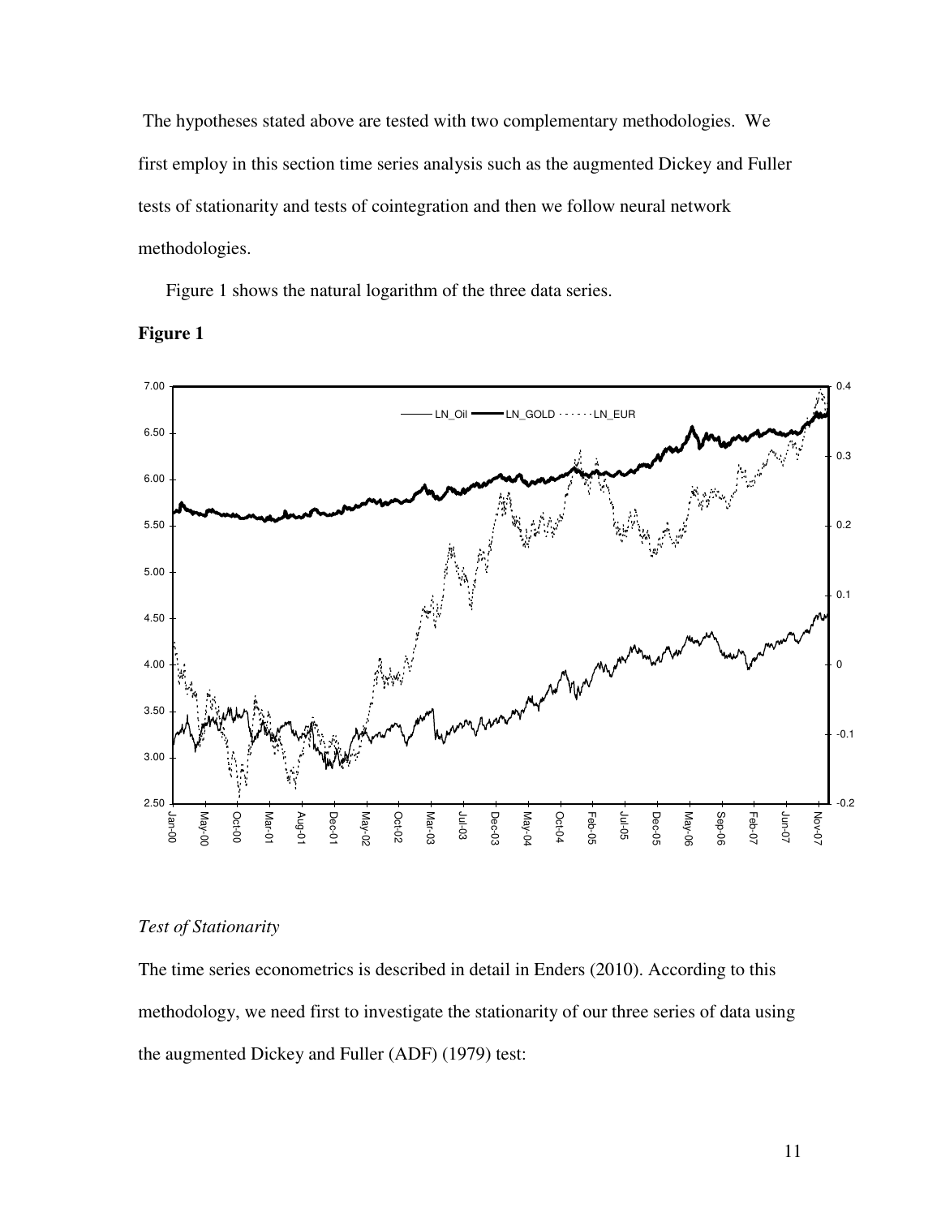The hypotheses stated above are tested with two complementary methodologies. We first employ in this section time series analysis such as the augmented Dickey and Fuller tests of stationarity and tests of cointegration and then we follow neural network methodologies.

Figure 1 shows the natural logarithm of the three data series.

**Figure 1**

*Test of Stationarity*

The time series econometrics is described in detail in Enders (2010). According to this methodology, we need first to investigate the stationarity of our three series of data using the augmented Dickey and Fuller (ADF) (1979) test: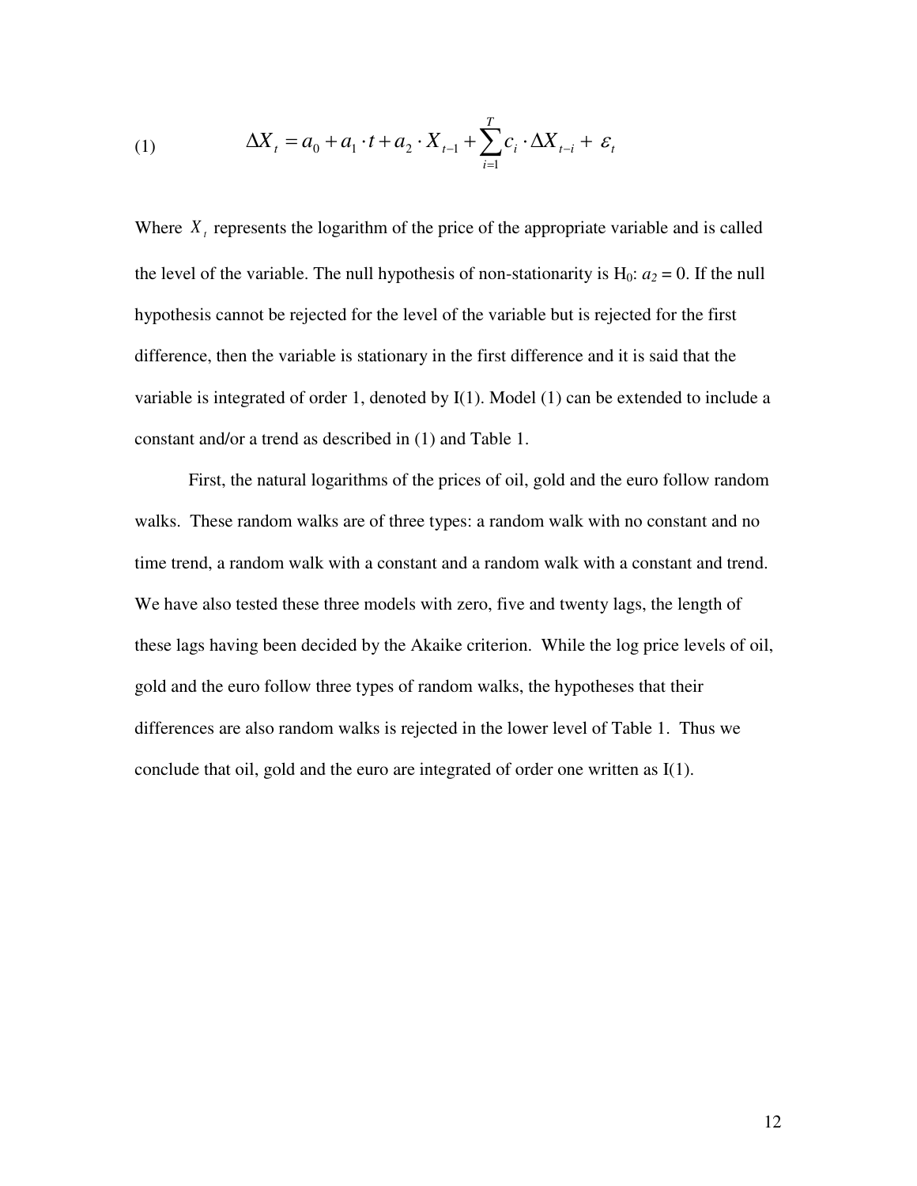$$\Delta X_t = a_0 + a_1 \cdot t + a_2 \cdot X_{t-1} + \sum_{i=1}^{T} c_i \cdot \Delta X_{t-i} + \varepsilon_t \quad (1)$$

Where $X_t$ represents the logarithm of the price of the appropriate variable and is called the level of the variable. The null hypothesis of non-stationarity is $H_0$: $a_2 = 0$. If the null hypothesis cannot be rejected for the level of the variable but is rejected for the first difference, then the variable is stationary in the first difference and it is said that the variable is integrated of order 1, denoted by I(1). Model (1) can be extended to include a constant and/or a trend as described in (1) and Table 1.

First, the natural logarithms of the prices of oil, gold and the euro follow random walks. These random walks are of three types: a random walk with no constant and no time trend, a random walk with a constant and a random walk with a constant and trend. We have also tested these three models with zero, five and twenty lags, the length of these lags having been decided by the Akaike criterion. While the log price levels of oil, gold and the euro follow three types of random walks, the hypotheses that their differences are also random walks is rejected in the lower level of Table 1. Thus we conclude that oil, gold and the euro are integrated of order one written as I(1).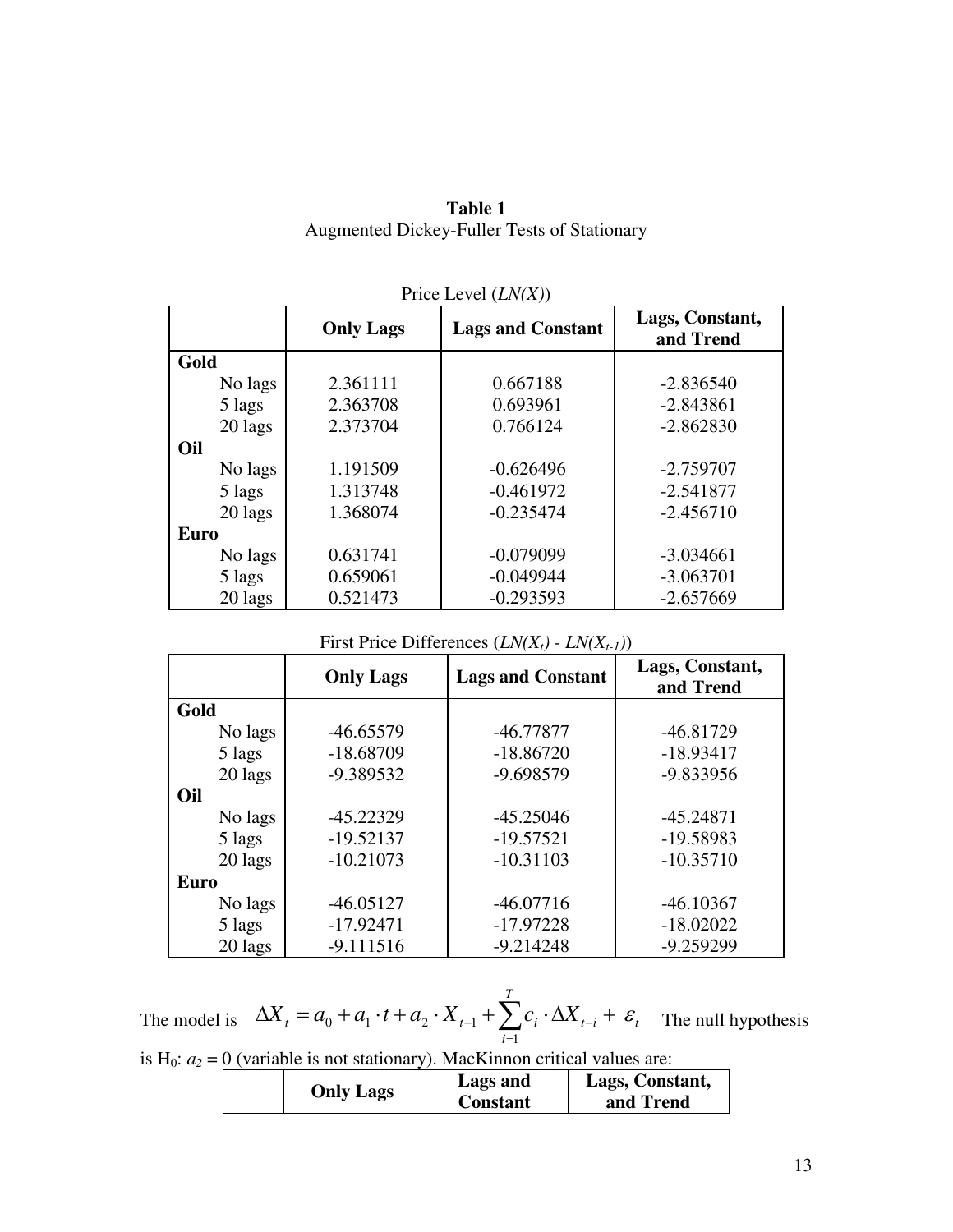**Table 1**
Augmented Dickey-Fuller Tests of Stationary

Price Level ($LN(X)$)

| | Only Lags | Lags and Constant | Lags, Constant, and Trend |
|---|---|---|---|
| **Gold** | | | |
| No lags | 2.361111 | 0.667188 | -2.836540 |
| 5 lags | 2.363708 | 0.693961 | -2.843861 |
| 20 lags | 2.373704 | 0.766124 | -2.862830 |
| **Oil** | | | |
| No lags | 1.191509 | -0.626496 | -2.759707 |
| 5 lags | 1.313748 | -0.461972 | -2.541877 |
| 20 lags | 1.368074 | -0.235474 | -2.456710 |
| **Euro** | | | |
| No lags | 0.631741 | -0.079099 | -3.034661 |
| 5 lags | 0.659061 | -0.049944 | -3.063701 |
| 20 lags | 0.521473 | -0.293593 | -2.657669 |

First Price Differences ($LN(X_t) - LN(X_{t-1})$)

| | Only Lags | Lags and Constant | Lags, Constant, and Trend |
|---|---|---|---|
| **Gold** | | | |
| No lags | -46.65579 | -46.77877 | -46.81729 |
| 5 lags | -18.68709 | -18.86720 | -18.93417 |
| 20 lags | -9.389532 | -9.698579 | -9.833956 |
| **Oil** | | | |
| No lags | -45.22329 | -45.25046 | -45.24871 |
| 5 lags | -19.52137 | -19.57521 | -19.58983 |
| 20 lags | -10.21073 | -10.31103 | -10.35710 |
| **Euro** | | | |
| No lags | -46.05127 | -46.07716 | -46.10367 |
| 5 lags | -17.92471 | -17.97228 | -18.02022 |
| 20 lags | -9.111516 | -9.214248 | -9.259299 |

The model is $\Delta X_t = a_0 + a_1 \cdot t + a_2 \cdot X_{t-1} + \sum_{i=1}^{T} c_i \cdot \Delta X_{t-i} + \varepsilon_t$ The null hypothesis is H[0]: $a_2 = 0$ (variable is not stationary). MacKinnon critical values are:

| | Only Lags | Lags and Constant | Lags, Constant, and Trend |
|---|---|---|---|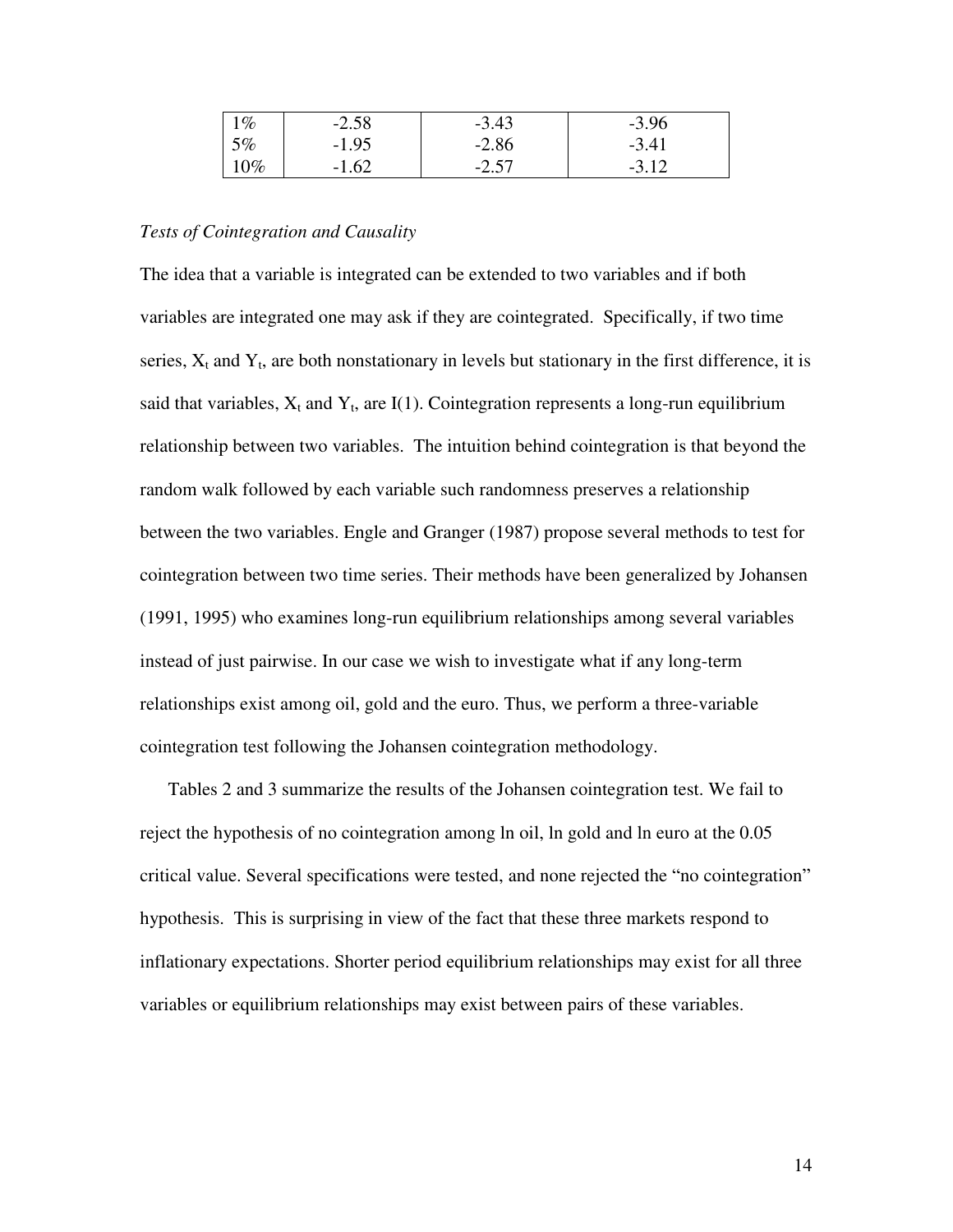| 1% | -2.58 | -3.43 | -3.96 |
|---|---|---|---|
| 5% | -1.95 | -2.86 | -3.41 |
| 10% | -1.62 | -2.57 | -3.12 |

*Tests of Cointegration and Causality*

The idea that a variable is integrated can be extended to two variables and if both variables are integrated one may ask if they are cointegrated. Specifically, if two time series, $X_t$ and $Y_t$, are both nonstationary in levels but stationary in the first difference, it is said that variables, $X_t$ and $Y_t$, are I(1). Cointegration represents a long-run equilibrium relationship between two variables. The intuition behind cointegration is that beyond the random walk followed by each variable such randomness preserves a relationship between the two variables. Engle and Granger (1987) propose several methods to test for cointegration between two time series. Their methods have been generalized by Johansen (1991, 1995) who examines long-run equilibrium relationships among several variables instead of just pairwise. In our case we wish to investigate what if any long-term relationships exist among oil, gold and the euro. Thus, we perform a three-variable cointegration test following the Johansen cointegration methodology.

Tables 2 and 3 summarize the results of the Johansen cointegration test. We fail to reject the hypothesis of no cointegration among ln oil, ln gold and ln euro at the 0.05 critical value. Several specifications were tested, and none rejected the "no cointegration" hypothesis. This is surprising in view of the fact that these three markets respond to inflationary expectations. Shorter period equilibrium relationships may exist for all three variables or equilibrium relationships may exist between pairs of these variables.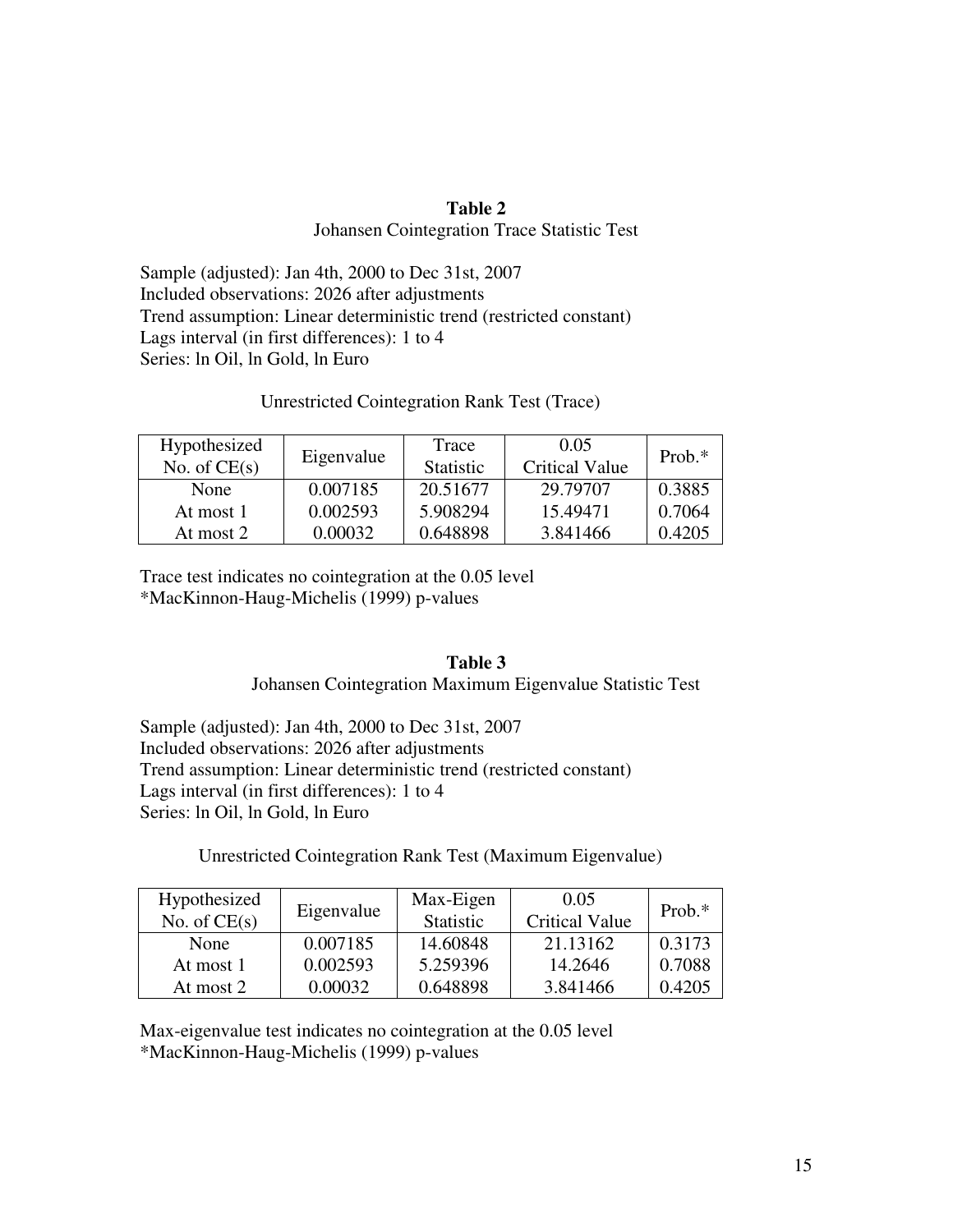**Table 2**

Johansen Cointegration Trace Statistic Test

Sample (adjusted): Jan 4th, 2000 to Dec 31st, 2007
Included observations: 2026 after adjustments
Trend assumption: Linear deterministic trend (restricted constant)
Lags interval (in first differences): 1 to 4
Series: ln Oil, ln Gold, ln Euro

Unrestricted Cointegration Rank Test (Trace)

| Hypothesized No. of CE(s) | Eigenvalue | Trace Statistic | 0.05 Critical Value | Prob.* |
|---|---|---|---|---|
| None | 0.007185 | 20.51677 | 29.79707 | 0.3885 |
| At most 1 | 0.002593 | 5.908294 | 15.49471 | 0.7064 |
| At most 2 | 0.00032 | 0.648898 | 3.841466 | 0.4205 |

Trace test indicates no cointegration at the 0.05 level
*MacKinnon-Haug-Michelis (1999) p-values

**Table 3**

Johansen Cointegration Maximum Eigenvalue Statistic Test

Sample (adjusted): Jan 4th, 2000 to Dec 31st, 2007
Included observations: 2026 after adjustments
Trend assumption: Linear deterministic trend (restricted constant)
Lags interval (in first differences): 1 to 4
Series: ln Oil, ln Gold, ln Euro

Unrestricted Cointegration Rank Test (Maximum Eigenvalue)

| Hypothesized No. of CE(s) | Eigenvalue | Max-Eigen Statistic | 0.05 Critical Value | Prob.* |
|---|---|---|---|---|
| None | 0.007185 | 14.60848 | 21.13162 | 0.3173 |
| At most 1 | 0.002593 | 5.259396 | 14.2646 | 0.7088 |
| At most 2 | 0.00032 | 0.648898 | 3.841466 | 0.4205 |

Max-eigenvalue test indicates no cointegration at the 0.05 level
*MacKinnon-Haug-Michelis (1999) p-values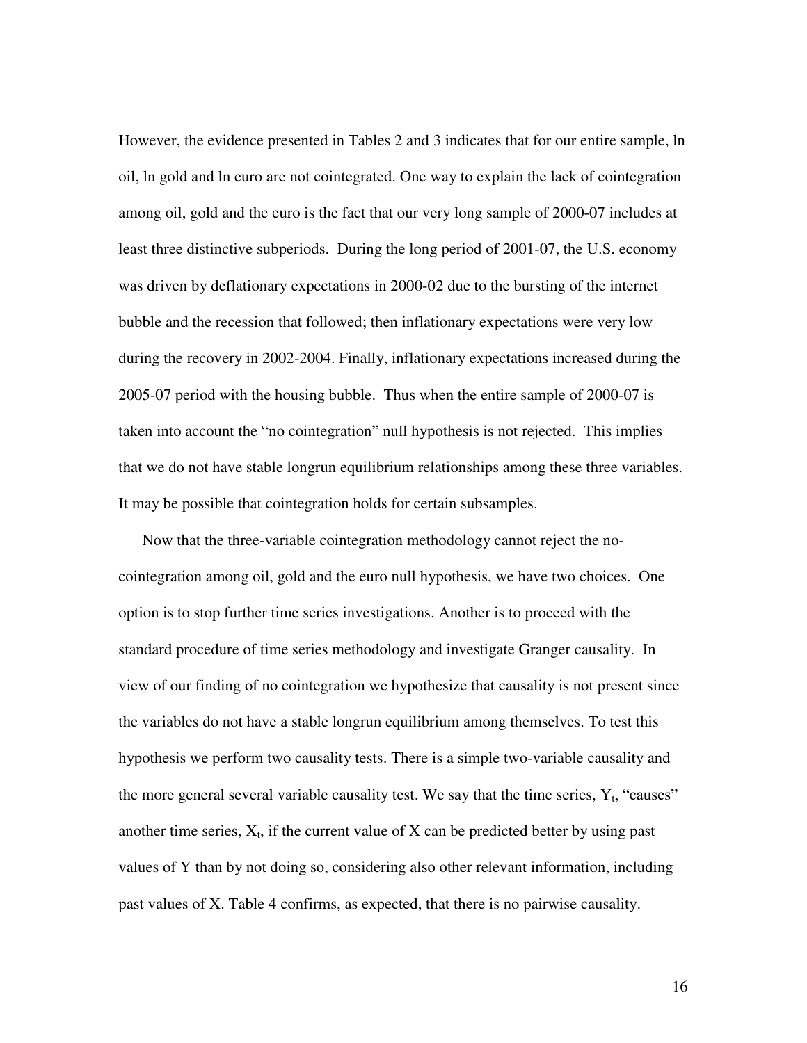However, the evidence presented in Tables 2 and 3 indicates that for our entire sample, ln oil, ln gold and ln euro are not cointegrated. One way to explain the lack of cointegration among oil, gold and the euro is the fact that our very long sample of 2000-07 includes at least three distinctive subperiods. During the long period of 2001-07, the U.S. economy was driven by deflationary expectations in 2000-02 due to the bursting of the internet bubble and the recession that followed; then inflationary expectations were very low during the recovery in 2002-2004. Finally, inflationary expectations increased during the 2005-07 period with the housing bubble. Thus when the entire sample of 2000-07 is taken into account the "no cointegration" null hypothesis is not rejected. This implies that we do not have stable longrun equilibrium relationships among these three variables. It may be possible that cointegration holds for certain subsamples.

Now that the three-variable cointegration methodology cannot reject the no-cointegration among oil, gold and the euro null hypothesis, we have two choices. One option is to stop further time series investigations. Another is to proceed with the standard procedure of time series methodology and investigate Granger causality. In view of our finding of no cointegration we hypothesize that causality is not present since the variables do not have a stable longrun equilibrium among themselves. To test this hypothesis we perform two causality tests. There is a simple two-variable causality and the more general several variable causality test. We say that the time series, $Y_t$, "causes" another time series, $X_t$, if the current value of X can be predicted better by using past values of Y than by not doing so, considering also other relevant information, including past values of X. Table 4 confirms, as expected, that there is no pairwise causality.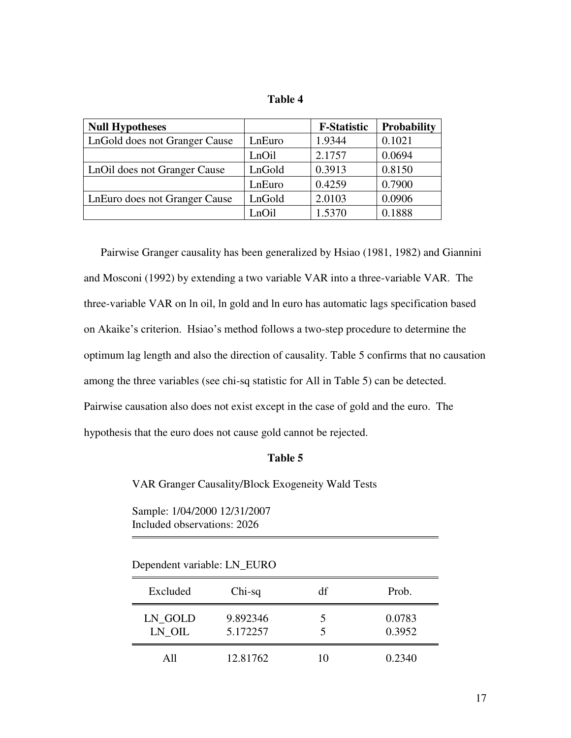**Table 4**

| Null Hypotheses | | F-Statistic | Probability |
|---|---|---|---|
| LnGold does not Granger Cause | LnEuro | 1.9344 | 0.1021 |
| | LnOil | 2.1757 | 0.0694 |
| LnOil does not Granger Cause | LnGold | 0.3913 | 0.8150 |
| | LnEuro | 0.4259 | 0.7900 |
| LnEuro does not Granger Cause | LnGold | 2.0103 | 0.0906 |
| | LnOil | 1.5370 | 0.1888 |

Pairwise Granger causality has been generalized by Hsiao (1981, 1982) and Giannini and Mosconi (1992) by extending a two variable VAR into a three-variable VAR. The three-variable VAR on ln oil, ln gold and ln euro has automatic lags specification based on Akaike's criterion. Hsiao's method follows a two-step procedure to determine the optimum lag length and also the direction of causality. Table 5 confirms that no causation among the three variables (see chi-sq statistic for All in Table 5) can be detected. Pairwise causation also does not exist except in the case of gold and the euro. The hypothesis that the euro does not cause gold cannot be rejected.

**Table 5**

VAR Granger Causality/Block Exogeneity Wald Tests

Sample: 1/04/2000 12/31/2007
Included observations: 2026

Dependent variable: LN_EURO

| Excluded | Chi-sq | df | Prob. |
|---|---|---|---|
| LN_GOLD | 9.892346 | 5 | 0.0783 |
| LN_OIL | 5.172257 | 5 | 0.3952 |
| All | 12.81762 | 10 | 0.2340 |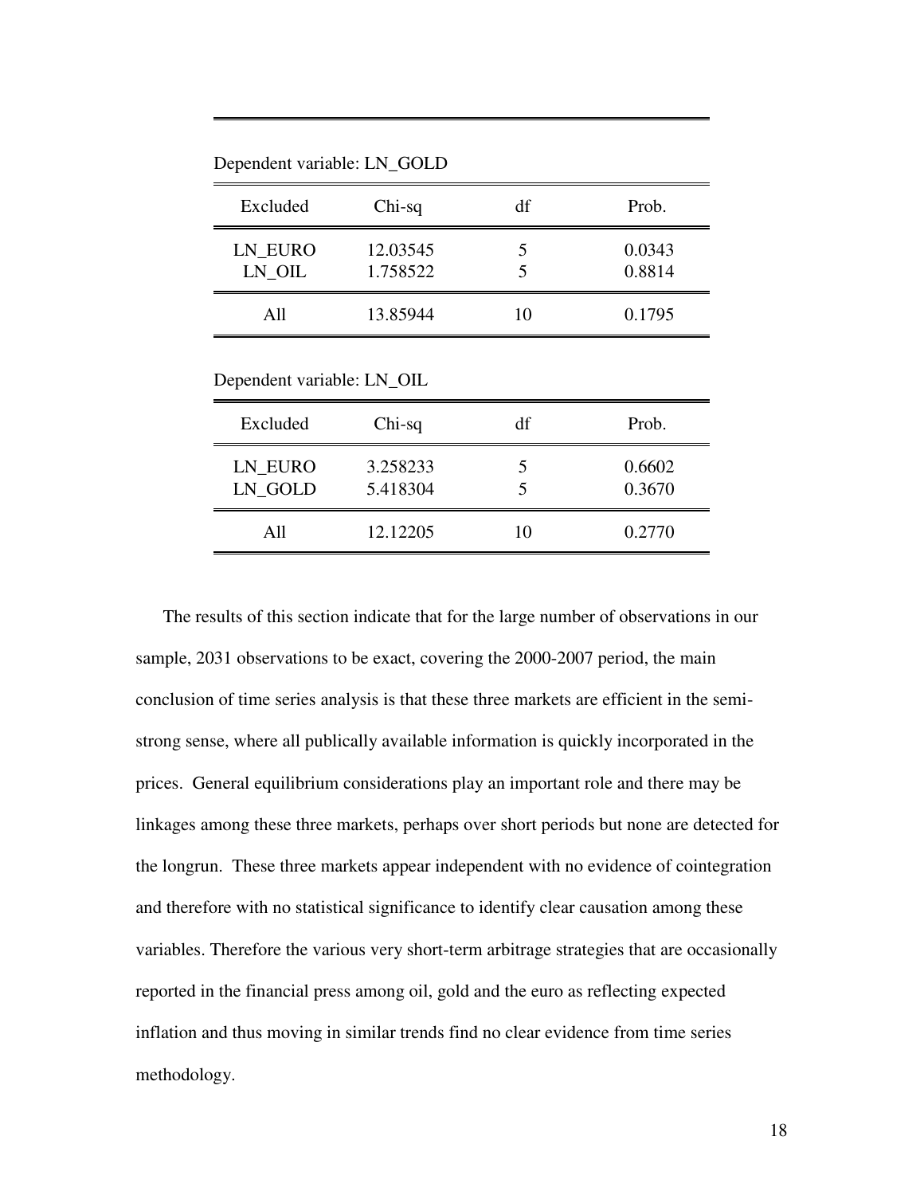Dependent variable: LN_GOLD

| Excluded | Chi-sq | df | Prob. |
|---|---|---|---|
| LN_EURO | 12.03545 | 5 | 0.0343 |
| LN_OIL | 1.758522 | 5 | 0.8814 |
| All | 13.85944 | 10 | 0.1795 |

Dependent variable: LN_OIL

| Excluded | Chi-sq | df | Prob. |
|---|---|---|---|
| LN_EURO | 3.258233 | 5 | 0.6602 |
| LN_GOLD | 5.418304 | 5 | 0.3670 |
| All | 12.12205 | 10 | 0.2770 |

The results of this section indicate that for the large number of observations in our sample, 2031 observations to be exact, covering the 2000-2007 period, the main conclusion of time series analysis is that these three markets are efficient in the semi-strong sense, where all publically available information is quickly incorporated in the prices. General equilibrium considerations play an important role and there may be linkages among these three markets, perhaps over short periods but none are detected for the longrun. These three markets appear independent with no evidence of cointegration and therefore with no statistical significance to identify clear causation among these variables. Therefore the various very short-term arbitrage strategies that are occasionally reported in the financial press among oil, gold and the euro as reflecting expected inflation and thus moving in similar trends find no clear evidence from time series methodology.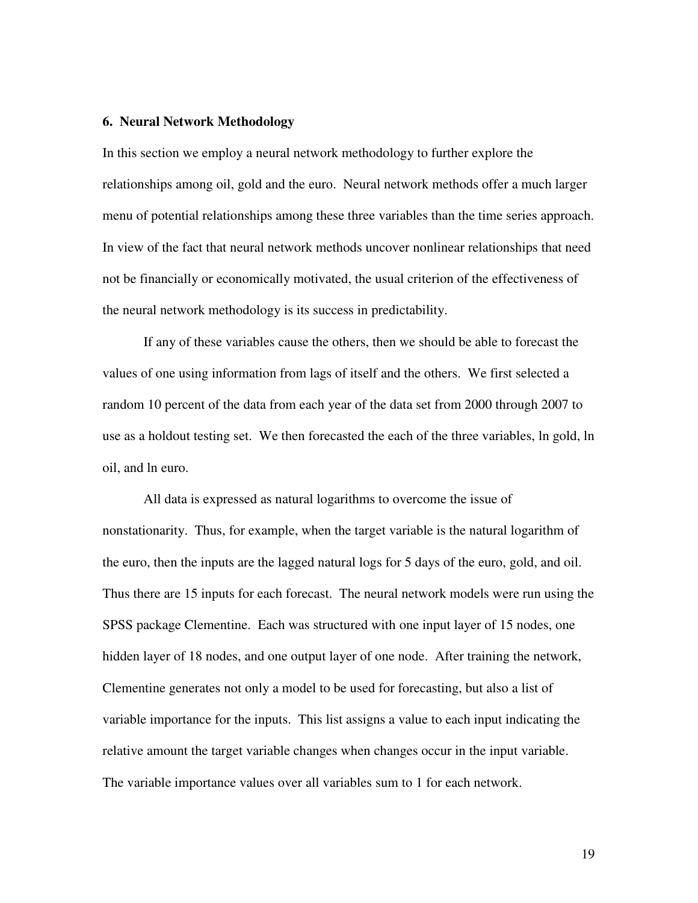### 6. Neural Network Methodology

In this section we employ a neural network methodology to further explore the relationships among oil, gold and the euro. Neural network methods offer a much larger menu of potential relationships among these three variables than the time series approach. In view of the fact that neural network methods uncover nonlinear relationships that need not be financially or economically motivated, the usual criterion of the effectiveness of the neural network methodology is its success in predictability.

If any of these variables cause the others, then we should be able to forecast the values of one using information from lags of itself and the others. We first selected a random 10 percent of the data from each year of the data set from 2000 through 2007 to use as a holdout testing set. We then forecasted the each of the three variables, ln gold, ln oil, and ln euro.

All data is expressed as natural logarithms to overcome the issue of nonstationarity. Thus, for example, when the target variable is the natural logarithm of the euro, then the inputs are the lagged natural logs for 5 days of the euro, gold, and oil. Thus there are 15 inputs for each forecast. The neural network models were run using the SPSS package Clementine. Each was structured with one input layer of 15 nodes, one hidden layer of 18 nodes, and one output layer of one node. After training the network, Clementine generates not only a model to be used for forecasting, but also a list of variable importance for the inputs. This list assigns a value to each input indicating the relative amount the target variable changes when changes occur in the input variable. The variable importance values over all variables sum to 1 for each network.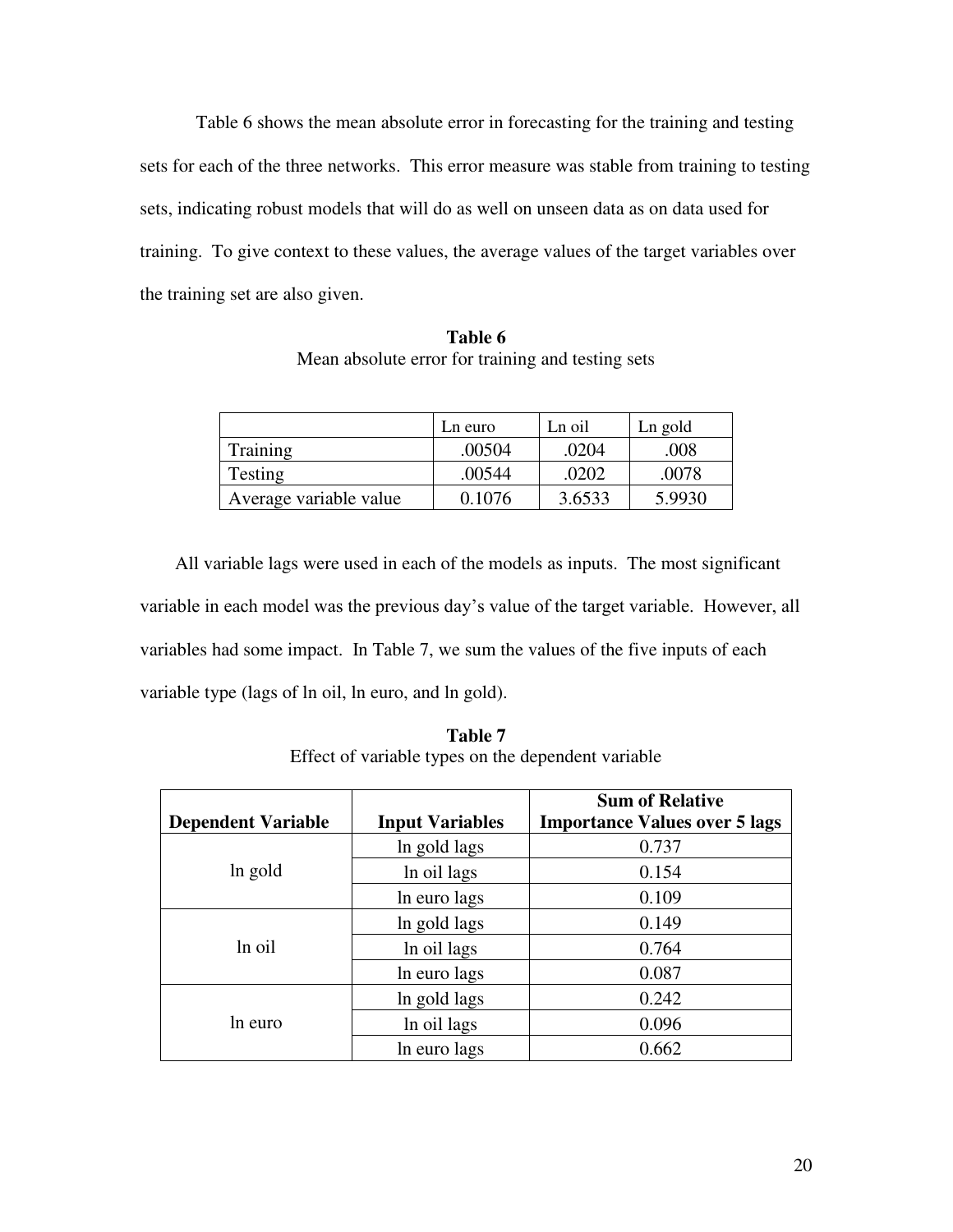Table 6 shows the mean absolute error in forecasting for the training and testing sets for each of the three networks. This error measure was stable from training to testing sets, indicating robust models that will do as well on unseen data as on data used for training. To give context to these values, the average values of the target variables over the training set are also given.

**Table 6**
Mean absolute error for training and testing sets

| | Ln euro | Ln oil | Ln gold |
|---|---|---|---|
| Training | .00504 | .0204 | .008 |
| Testing | .00544 | .0202 | .0078 |
| Average variable value | 0.1076 | 3.6533 | 5.9930 |

All variable lags were used in each of the models as inputs. The most significant variable in each model was the previous day's value of the target variable. However, all variables had some impact. In Table 7, we sum the values of the five inputs of each variable type (lags of ln oil, ln euro, and ln gold).

**Table 7**
Effect of variable types on the dependent variable

| **Dependent Variable** | **Input Variables** | **Sum of Relative Importance Values over 5 lags** |
|---|---|---|
| ln gold | ln gold lags | 0.737 |
| | ln oil lags | 0.154 |
| | ln euro lags | 0.109 |
| ln oil | ln gold lags | 0.149 |
| | ln oil lags | 0.764 |
| | ln euro lags | 0.087 |
| ln euro | ln gold lags | 0.242 |
| | ln oil lags | 0.096 |
| | ln euro lags | 0.662 |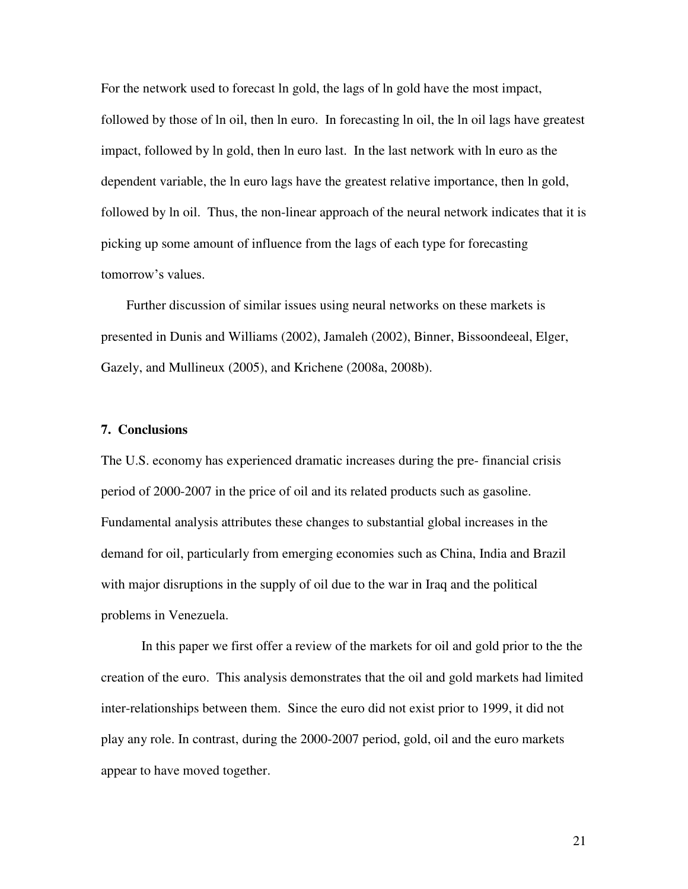For the network used to forecast ln gold, the lags of ln gold have the most impact, followed by those of ln oil, then ln euro. In forecasting ln oil, the ln oil lags have greatest impact, followed by ln gold, then ln euro last. In the last network with ln euro as the dependent variable, the ln euro lags have the greatest relative importance, then ln gold, followed by ln oil. Thus, the non-linear approach of the neural network indicates that it is picking up some amount of influence from the lags of each type for forecasting tomorrow's values.

Further discussion of similar issues using neural networks on these markets is presented in Dunis and Williams (2002), Jamaleh (2002), Binner, Bissoondeeal, Elger, Gazely, and Mullineux (2005), and Krichene (2008a, 2008b).

## 7. Conclusions

The U.S. economy has experienced dramatic increases during the pre- financial crisis period of 2000-2007 in the price of oil and its related products such as gasoline. Fundamental analysis attributes these changes to substantial global increases in the demand for oil, particularly from emerging economies such as China, India and Brazil with major disruptions in the supply of oil due to the war in Iraq and the political problems in Venezuela.

In this paper we first offer a review of the markets for oil and gold prior to the the creation of the euro. This analysis demonstrates that the oil and gold markets had limited inter-relationships between them. Since the euro did not exist prior to 1999, it did not play any role. In contrast, during the 2000-2007 period, gold, oil and the euro markets appear to have moved together.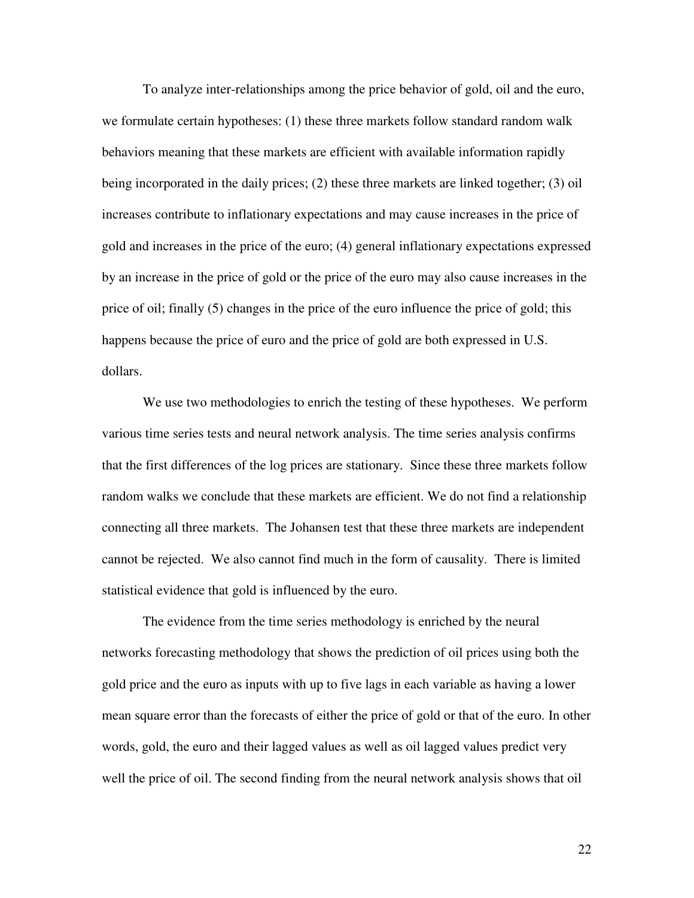To analyze inter-relationships among the price behavior of gold, oil and the euro, we formulate certain hypotheses: (1) these three markets follow standard random walk behaviors meaning that these markets are efficient with available information rapidly being incorporated in the daily prices; (2) these three markets are linked together; (3) oil increases contribute to inflationary expectations and may cause increases in the price of gold and increases in the price of the euro; (4) general inflationary expectations expressed by an increase in the price of gold or the price of the euro may also cause increases in the price of oil; finally (5) changes in the price of the euro influence the price of gold; this happens because the price of euro and the price of gold are both expressed in U.S. dollars.

We use two methodologies to enrich the testing of these hypotheses. We perform various time series tests and neural network analysis. The time series analysis confirms that the first differences of the log prices are stationary. Since these three markets follow random walks we conclude that these markets are efficient. We do not find a relationship connecting all three markets. The Johansen test that these three markets are independent cannot be rejected. We also cannot find much in the form of causality. There is limited statistical evidence that gold is influenced by the euro.

The evidence from the time series methodology is enriched by the neural networks forecasting methodology that shows the prediction of oil prices using both the gold price and the euro as inputs with up to five lags in each variable as having a lower mean square error than the forecasts of either the price of gold or that of the euro. In other words, gold, the euro and their lagged values as well as oil lagged values predict very well the price of oil. The second finding from the neural network analysis shows that oil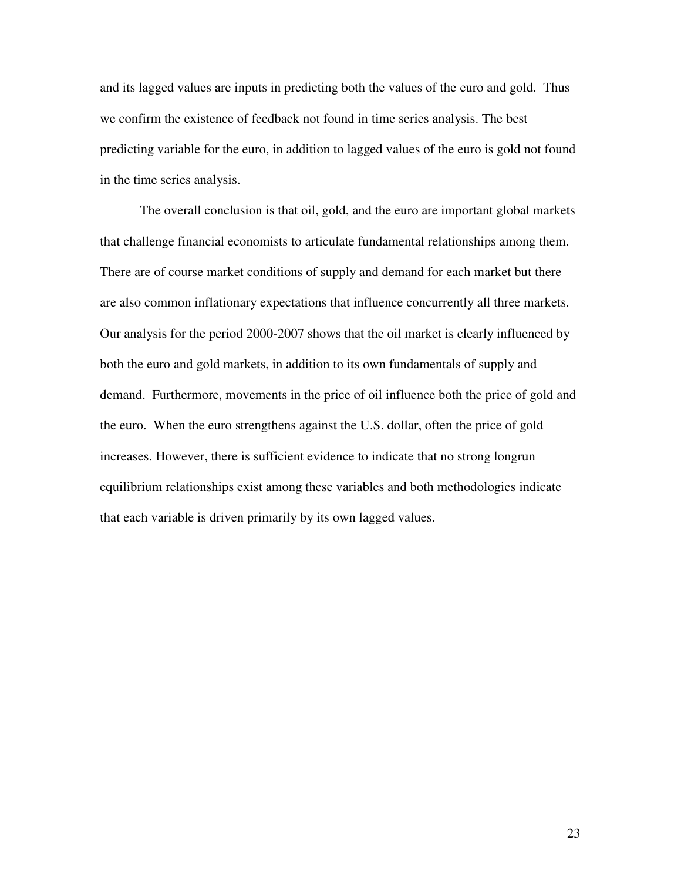and its lagged values are inputs in predicting both the values of the euro and gold. Thus we confirm the existence of feedback not found in time series analysis. The best predicting variable for the euro, in addition to lagged values of the euro is gold not found in the time series analysis.

The overall conclusion is that oil, gold, and the euro are important global markets that challenge financial economists to articulate fundamental relationships among them. There are of course market conditions of supply and demand for each market but there are also common inflationary expectations that influence concurrently all three markets. Our analysis for the period 2000-2007 shows that the oil market is clearly influenced by both the euro and gold markets, in addition to its own fundamentals of supply and demand. Furthermore, movements in the price of oil influence both the price of gold and the euro. When the euro strengthens against the U.S. dollar, often the price of gold increases. However, there is sufficient evidence to indicate that no strong longrun equilibrium relationships exist among these variables and both methodologies indicate that each variable is driven primarily by its own lagged values.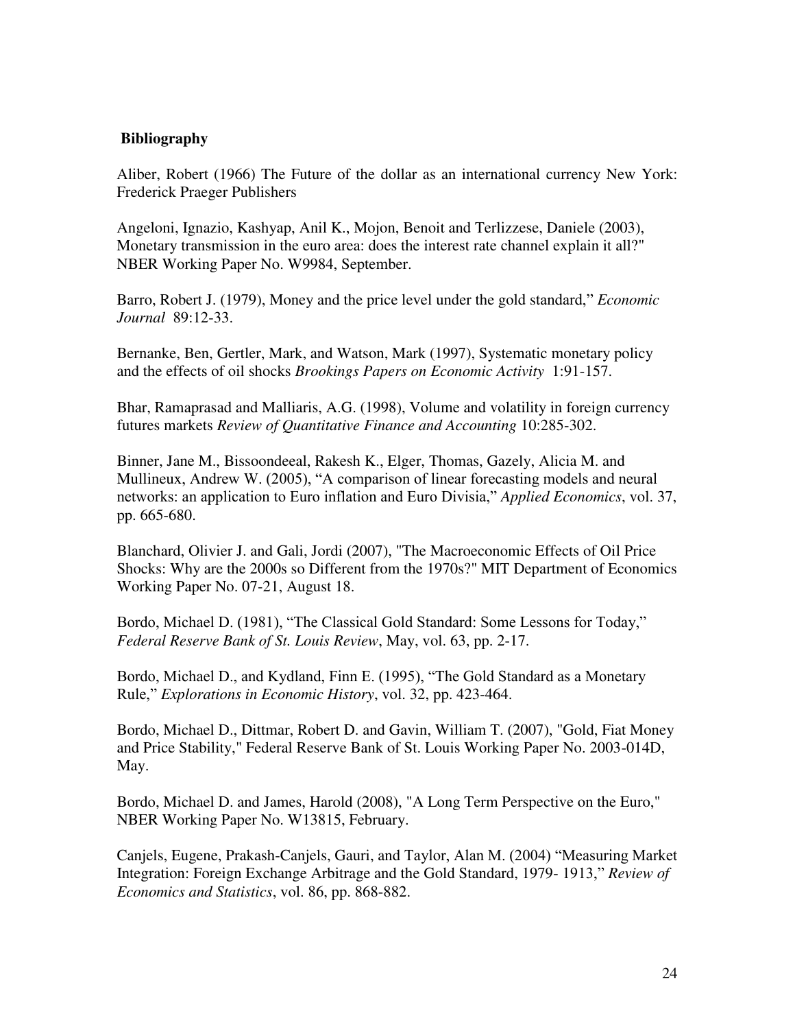## Bibliography

Aliber, Robert (1966) The Future of the dollar as an international currency New York: Frederick Praeger Publishers

Angeloni, Ignazio, Kashyap, Anil K., Mojon, Benoit and Terlizzese, Daniele (2003), Monetary transmission in the euro area: does the interest rate channel explain it all?" NBER Working Paper No. W9984, September.

Barro, Robert J. (1979), Money and the price level under the gold standard," *Economic Journal* 89:12-33.

Bernanke, Ben, Gertler, Mark, and Watson, Mark (1997), Systematic monetary policy and the effects of oil shocks *Brookings Papers on Economic Activity* 1:91-157.

Bhar, Ramaprasad and Malliaris, A.G. (1998), Volume and volatility in foreign currency futures markets *Review of Quantitative Finance and Accounting* 10:285-302.

Binner, Jane M., Bissoondeeal, Rakesh K., Elger, Thomas, Gazely, Alicia M. and Mullineux, Andrew W. (2005), "A comparison of linear forecasting models and neural networks: an application to Euro inflation and Euro Divisia," *Applied Economics*, vol. 37, pp. 665-680.

Blanchard, Olivier J. and Gali, Jordi (2007), "The Macroeconomic Effects of Oil Price Shocks: Why are the 2000s so Different from the 1970s?" MIT Department of Economics Working Paper No. 07-21, August 18.

Bordo, Michael D. (1981), "The Classical Gold Standard: Some Lessons for Today," *Federal Reserve Bank of St. Louis Review*, May, vol. 63, pp. 2-17.

Bordo, Michael D., and Kydland, Finn E. (1995), "The Gold Standard as a Monetary Rule," *Explorations in Economic History*, vol. 32, pp. 423-464.

Bordo, Michael D., Dittmar, Robert D. and Gavin, William T. (2007), "Gold, Fiat Money and Price Stability," Federal Reserve Bank of St. Louis Working Paper No. 2003-014D, May.

Bordo, Michael D. and James, Harold (2008), "A Long Term Perspective on the Euro," NBER Working Paper No. W13815, February.

Canjels, Eugene, Prakash-Canjels, Gauri, and Taylor, Alan M. (2004) "Measuring Market Integration: Foreign Exchange Arbitrage and the Gold Standard, 1979- 1913," *Review of Economics and Statistics*, vol. 86, pp. 868-882.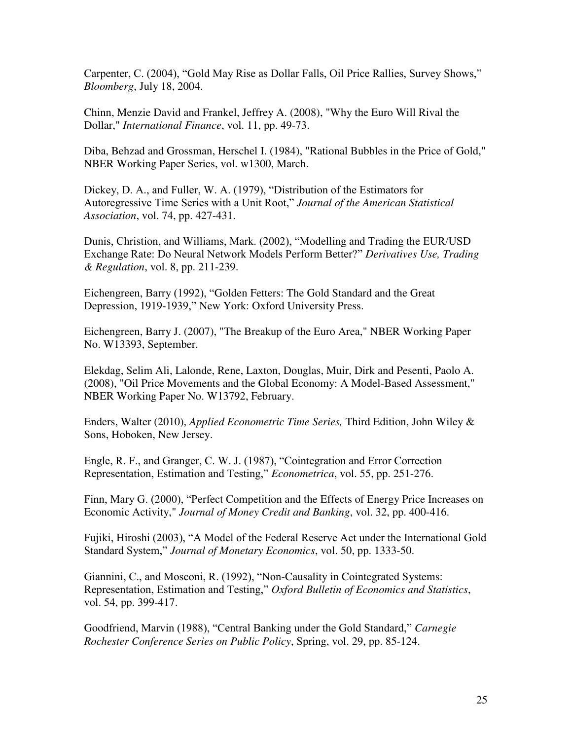Carpenter, C. (2004), "Gold May Rise as Dollar Falls, Oil Price Rallies, Survey Shows," *Bloomberg*, July 18, 2004.

Chinn, Menzie David and Frankel, Jeffrey A. (2008), "Why the Euro Will Rival the Dollar," *International Finance*, vol. 11, pp. 49-73.

Diba, Behzad and Grossman, Herschel I. (1984), "Rational Bubbles in the Price of Gold," NBER Working Paper Series, vol. w1300, March.

Dickey, D. A., and Fuller, W. A. (1979), "Distribution of the Estimators for Autoregressive Time Series with a Unit Root," *Journal of the American Statistical Association*, vol. 74, pp. 427-431.

Dunis, Christion, and Williams, Mark. (2002), "Modelling and Trading the EUR/USD Exchange Rate: Do Neural Network Models Perform Better?" *Derivatives Use, Trading & Regulation*, vol. 8, pp. 211-239.

Eichengreen, Barry (1992), "Golden Fetters: The Gold Standard and the Great Depression, 1919-1939," New York: Oxford University Press.

Eichengreen, Barry J. (2007), "The Breakup of the Euro Area," NBER Working Paper No. W13393, September.

Elekdag, Selim Ali, Lalonde, Rene, Laxton, Douglas, Muir, Dirk and Pesenti, Paolo A. (2008), "Oil Price Movements and the Global Economy: A Model-Based Assessment," NBER Working Paper No. W13792, February.

Enders, Walter (2010), *Applied Econometric Time Series,* Third Edition, John Wiley & Sons, Hoboken, New Jersey.

Engle, R. F., and Granger, C. W. J. (1987), "Cointegration and Error Correction Representation, Estimation and Testing," *Econometrica*, vol. 55, pp. 251-276.

Finn, Mary G. (2000), "Perfect Competition and the Effects of Energy Price Increases on Economic Activity," *Journal of Money Credit and Banking*, vol. 32, pp. 400-416.

Fujiki, Hiroshi (2003), "A Model of the Federal Reserve Act under the International Gold Standard System," *Journal of Monetary Economics*, vol. 50, pp. 1333-50.

Giannini, C., and Mosconi, R. (1992), "Non-Causality in Cointegrated Systems: Representation, Estimation and Testing," *Oxford Bulletin of Economics and Statistics*, vol. 54, pp. 399-417.

Goodfriend, Marvin (1988), "Central Banking under the Gold Standard," *Carnegie Rochester Conference Series on Public Policy*, Spring, vol. 29, pp. 85-124.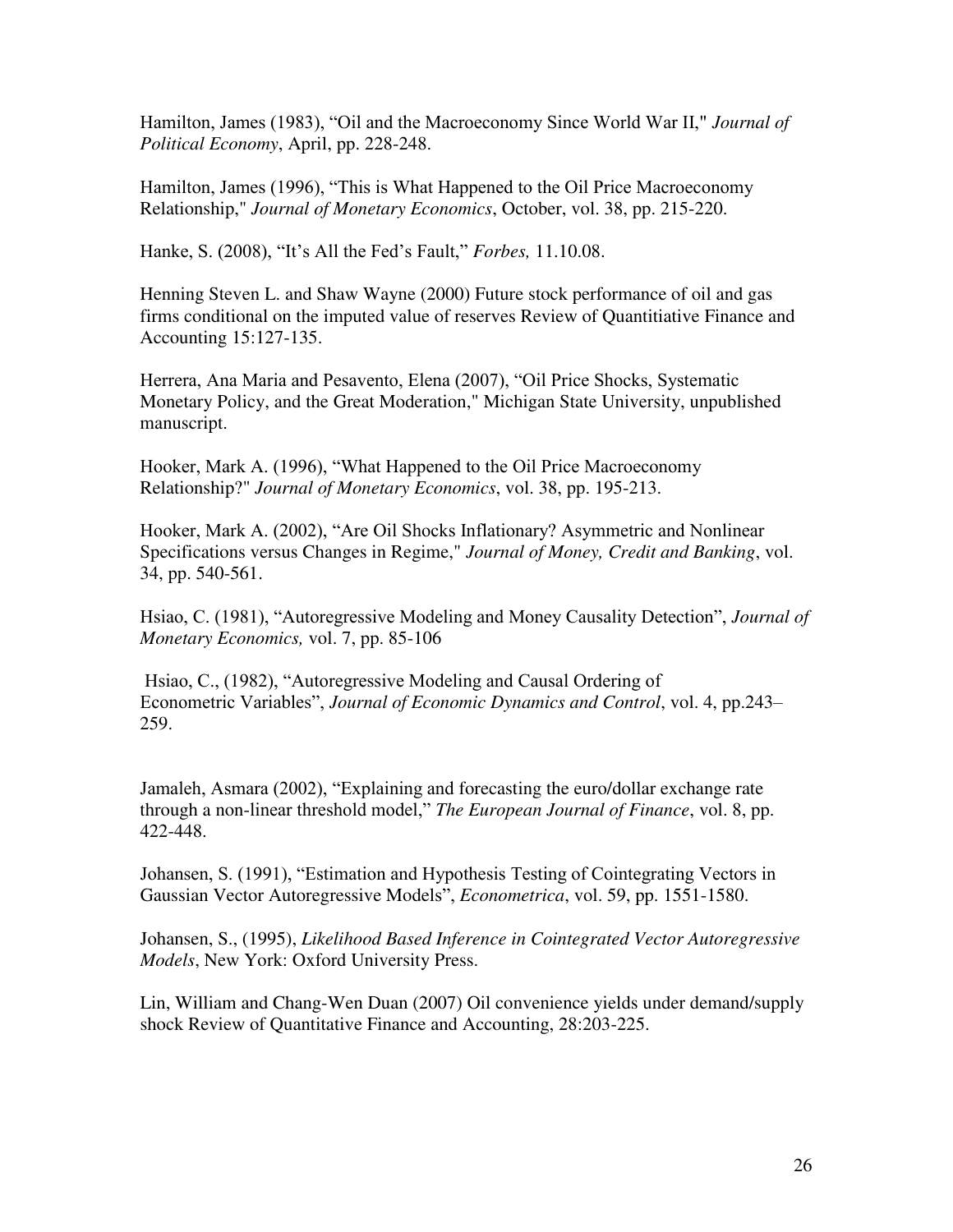Hamilton, James (1983), "Oil and the Macroeconomy Since World War II," *Journal of Political Economy*, April, pp. 228-248.

Hamilton, James (1996), "This is What Happened to the Oil Price Macroeconomy Relationship," *Journal of Monetary Economics*, October, vol. 38, pp. 215-220.

Hanke, S. (2008), "It's All the Fed's Fault," *Forbes,* 11.10.08.

Henning Steven L. and Shaw Wayne (2000) Future stock performance of oil and gas firms conditional on the imputed value of reserves Review of Quantitiative Finance and Accounting 15:127-135.

Herrera, Ana Maria and Pesavento, Elena (2007), "Oil Price Shocks, Systematic Monetary Policy, and the Great Moderation," Michigan State University, unpublished manuscript.

Hooker, Mark A. (1996), "What Happened to the Oil Price Macroeconomy Relationship?" *Journal of Monetary Economics*, vol. 38, pp. 195-213.

Hooker, Mark A. (2002), "Are Oil Shocks Inflationary? Asymmetric and Nonlinear Specifications versus Changes in Regime," *Journal of Money, Credit and Banking*, vol. 34, pp. 540-561.

Hsiao, C. (1981), "Autoregressive Modeling and Money Causality Detection", *Journal of Monetary Economics,* vol. 7, pp. 85-106

Hsiao, C., (1982), "Autoregressive Modeling and Causal Ordering of Econometric Variables", *Journal of Economic Dynamics and Control*, vol. 4, pp.243–259.

Jamaleh, Asmara (2002), "Explaining and forecasting the euro/dollar exchange rate through a non-linear threshold model," *The European Journal of Finance*, vol. 8, pp. 422-448.

Johansen, S. (1991), "Estimation and Hypothesis Testing of Cointegrating Vectors in Gaussian Vector Autoregressive Models", *Econometrica*, vol. 59, pp. 1551-1580.

Johansen, S., (1995), *Likelihood Based Inference in Cointegrated Vector Autoregressive Models*, New York: Oxford University Press.

Lin, William and Chang-Wen Duan (2007) Oil convenience yields under demand/supply shock Review of Quantitative Finance and Accounting, 28:203-225.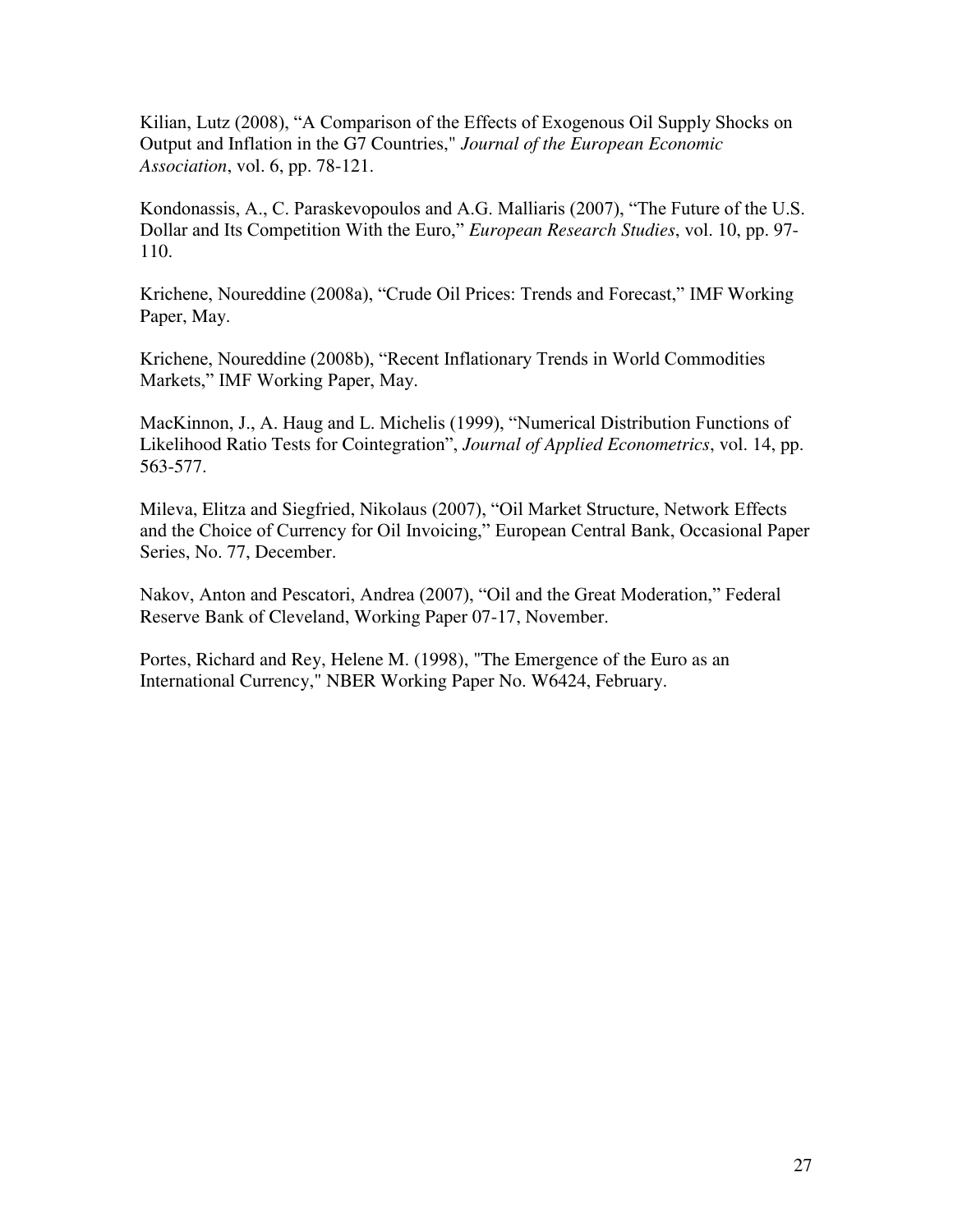Kilian, Lutz (2008), “A Comparison of the Effects of Exogenous Oil Supply Shocks on Output and Inflation in the G7 Countries," *Journal of the European Economic Association*, vol. 6, pp. 78-121.

Kondonassis, A., C. Paraskevopoulos and A.G. Malliaris (2007), “The Future of the U.S. Dollar and Its Competition With the Euro,” *European Research Studies*, vol. 10, pp. 97-110.

Krichene, Noureddine (2008a), “Crude Oil Prices: Trends and Forecast,” IMF Working Paper, May.

Krichene, Noureddine (2008b), “Recent Inflationary Trends in World Commodities Markets,” IMF Working Paper, May.

MacKinnon, J., A. Haug and L. Michelis (1999), “Numerical Distribution Functions of Likelihood Ratio Tests for Cointegration”, *Journal of Applied Econometrics*, vol. 14, pp. 563-577.

Mileva, Elitza and Siegfried, Nikolaus (2007), “Oil Market Structure, Network Effects and the Choice of Currency for Oil Invoicing,” European Central Bank, Occasional Paper Series, No. 77, December.

Nakov, Anton and Pescatori, Andrea (2007), “Oil and the Great Moderation,” Federal Reserve Bank of Cleveland, Working Paper 07-17, November.

Portes, Richard and Rey, Helene M. (1998), "The Emergence of the Euro as an International Currency," NBER Working Paper No. W6424, February.